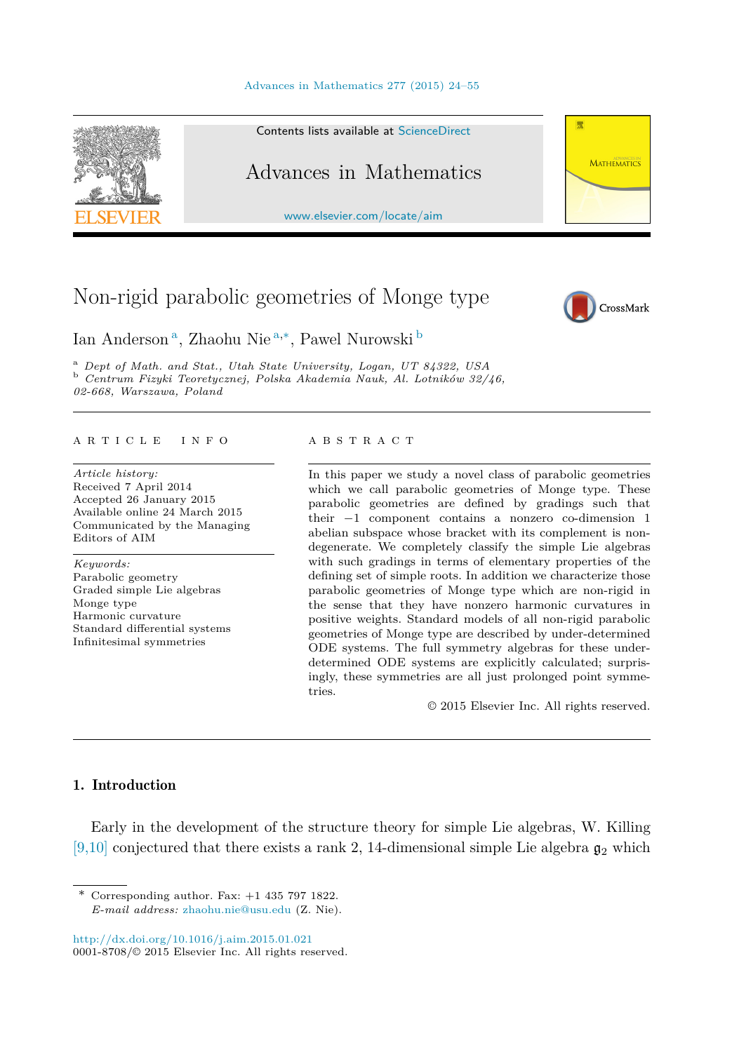# Non-rigid parabolic geometries of Monge type

Ian Anderson [a], Zhaohu Nie [a,*], Pawel Nurowski [b]

[a] *Dept of Math. and Stat., Utah State University, Logan, UT 84322, USA*
[b] *Centrum Fizyki Teoretycznej, Polska Akademia Nauk, Al. Lotników 32/46, 02-668, Warszawa, Poland*

## ARTICLE INFO

*Article history:*
Received 7 April 2014
Accepted 26 January 2015
Available online 24 March 2015
Communicated by the Managing Editors of AIM

*Keywords:*
Parabolic geometry
Graded simple Lie algebras
Monge type
Harmonic curvature
Standard differential systems
Infinitesimal symmetries

## ABSTRACT

In this paper we study a novel class of parabolic geometries which we call parabolic geometries of Monge type. These parabolic geometries are defined by gradings such that their $-1$ component contains a nonzero co-dimension 1 abelian subspace whose bracket with its complement is non-degenerate. We completely classify the simple Lie algebras with such gradings in terms of elementary properties of the defining set of simple roots. In addition we characterize those parabolic geometries of Monge type which are non-rigid in the sense that they have nonzero harmonic curvatures in positive weights. Standard models of all non-rigid parabolic geometries of Monge type are described by under-determined ODE systems. The full symmetry algebras for these under-determined ODE systems are explicitly calculated; surprisingly, these symmetries are all just prolonged point symmetries.

© 2015 Elsevier Inc. All rights reserved.

## 1. Introduction

Early in the development of the structure theory for simple Lie algebras, W. Killing [9,10] conjectured that there exists a rank 2, 14-dimensional simple Lie algebra $\mathfrak{g}_2$ which

---

\* Corresponding author. Fax: +1 435 797 1822.
*E-mail address:* zhaohu.nie@usu.edu (Z. Nie).

http://dx.doi.org/10.1016/j.aim.2015.01.021
0001-8708/© 2015 Elsevier Inc. All rights reserved.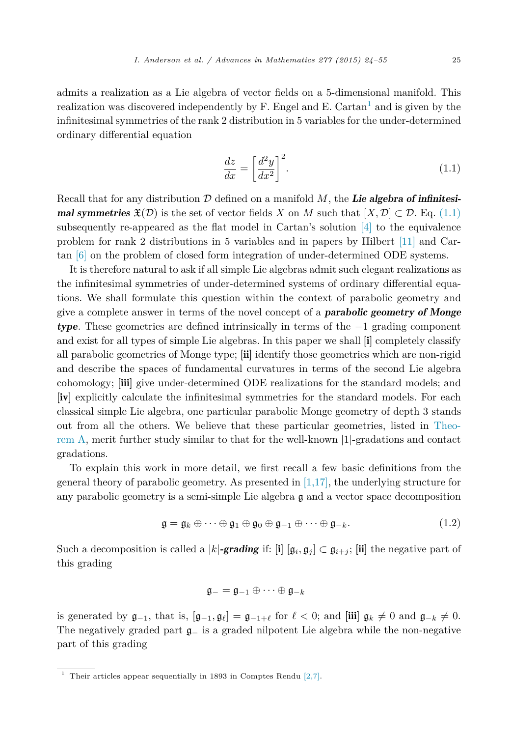admits a realization as a Lie algebra of vector fields on a 5-dimensional manifold. This realization was discovered independently by F. Engel and E. Cartan[1] and is given by the infinitesimal symmetries of the rank 2 distribution in 5 variables for the under-determined ordinary differential equation

$$\frac{dz}{dx} = \left[\frac{d^2y}{dx^2}\right]^2. \tag{1.1}$$

Recall that for any distribution $\mathcal{D}$ defined on a manifold $M$, the ***Lie algebra of infinitesimal symmetries*** $\mathfrak{X}(\mathcal{D})$ is the set of vector fields $X$ on $M$ such that $[X, \mathcal{D}] \subset \mathcal{D}$. Eq. (1.1) subsequently re-appeared as the flat model in Cartan's solution [4] to the equivalence problem for rank 2 distributions in 5 variables and in papers by Hilbert [11] and Cartan [6] on the problem of closed form integration of under-determined ODE systems.

It is therefore natural to ask if all simple Lie algebras admit such elegant realizations as the infinitesimal symmetries of under-determined systems of ordinary differential equations. We shall formulate this question within the context of parabolic geometry and give a complete answer in terms of the novel concept of a ***parabolic geometry of Monge type***. These geometries are defined intrinsically in terms of the $-1$ grading component and exist for all types of simple Lie algebras. In this paper we shall **[i]** completely classify all parabolic geometries of Monge type; **[ii]** identify those geometries which are non-rigid and describe the spaces of fundamental curvatures in terms of the second Lie algebra cohomology; **[iii]** give under-determined ODE realizations for the standard models; and **[iv]** explicitly calculate the infinitesimal symmetries for the standard models. For each classical simple Lie algebra, one particular parabolic Monge geometry of depth 3 stands out from all the others. We believe that these particular geometries, listed in Theorem A, merit further study similar to that for the well-known $|1|$-gradations and contact gradations.

To explain this work in more detail, we first recall a few basic definitions from the general theory of parabolic geometry. As presented in [1,17], the underlying structure for any parabolic geometry is a semi-simple Lie algebra $\mathfrak{g}$ and a vector space decomposition

$$\mathfrak{g} = \mathfrak{g}_k \oplus \cdots \oplus \mathfrak{g}_1 \oplus \mathfrak{g}_0 \oplus \mathfrak{g}_{-1} \oplus \cdots \oplus \mathfrak{g}_{-k}. \tag{1.2}$$

Such a decomposition is called a $|k|$***-grading*** if: **[i]** $[\mathfrak{g}_i, \mathfrak{g}_j] \subset \mathfrak{g}_{i+j}$; **[ii]** the negative part of this grading

$$\mathfrak{g}_- = \mathfrak{g}_{-1} \oplus \cdots \oplus \mathfrak{g}_{-k}$$

is generated by $\mathfrak{g}_{-1}$, that is, $[\mathfrak{g}_{-1}, \mathfrak{g}_\ell] = \mathfrak{g}_{-1+\ell}$ for $\ell < 0$; and **[iii]** $\mathfrak{g}_k \neq 0$ and $\mathfrak{g}_{-k} \neq 0$. The negatively graded part $\mathfrak{g}_-$ is a graded nilpotent Lie algebra while the non-negative part of this grading

[1] Their articles appear sequentially in 1893 in Comptes Rendu [2,7].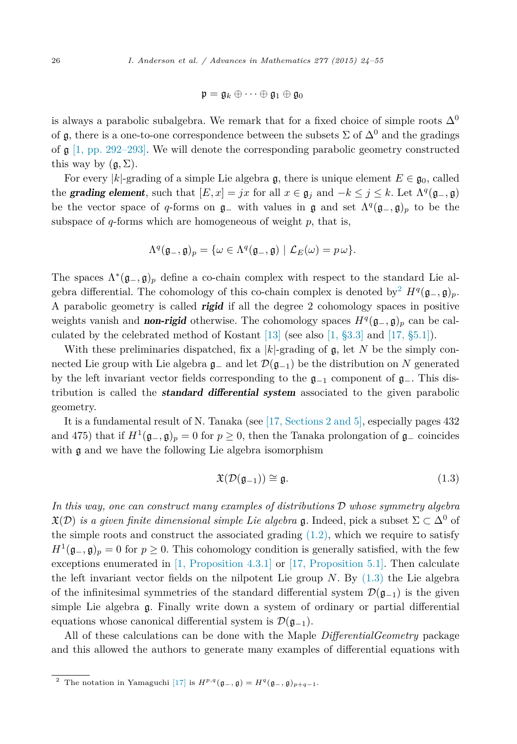$$\mathfrak{p} = \mathfrak{g}_k \oplus \cdots \oplus \mathfrak{g}_1 \oplus \mathfrak{g}_0$$

is always a parabolic subalgebra. We remark that for a fixed choice of simple roots $\Delta^0$ of $\mathfrak{g}$, there is a one-to-one correspondence between the subsets $\Sigma$ of $\Delta^0$ and the gradings of $\mathfrak{g}$ [1, pp. 292–293]. We will denote the corresponding parabolic geometry constructed this way by $(\mathfrak{g}, \Sigma)$.

For every $|k|$-grading of a simple Lie algebra $\mathfrak{g}$, there is unique element $E \in \mathfrak{g}_0$, called the ***grading element***, such that $[E, x] = jx$ for all $x \in \mathfrak{g}_j$ and $-k \leq j \leq k$. Let $\Lambda^q(\mathfrak{g}_-, \mathfrak{g})$ be the vector space of $q$-forms on $\mathfrak{g}_-$ with values in $\mathfrak{g}$ and set $\Lambda^q(\mathfrak{g}_-, \mathfrak{g})_p$ to be the subspace of $q$-forms which are homogeneous of weight $p$, that is,

$$\Lambda^q(\mathfrak{g}_-, \mathfrak{g})_p = \{\omega \in \Lambda^q(\mathfrak{g}_-, \mathfrak{g}) \mid \mathcal{L}_E(\omega) = p\,\omega\}.$$

The spaces $\Lambda^*(\mathfrak{g}_-, \mathfrak{g})_p$ define a co-chain complex with respect to the standard Lie algebra differential. The cohomology of this co-chain complex is denoted by[2] $H^q(\mathfrak{g}_-, \mathfrak{g})_p$. A parabolic geometry is called ***rigid*** if all the degree 2 cohomology spaces in positive weights vanish and ***non-rigid*** otherwise. The cohomology spaces $H^q(\mathfrak{g}_-, \mathfrak{g})_p$ can be calculated by the celebrated method of Kostant [13] (see also [1, §3.3] and [17, §5.1]).

With these preliminaries dispatched, fix a $|k|$-grading of $\mathfrak{g}$, let $N$ be the simply connected Lie group with Lie algebra $\mathfrak{g}_-$ and let $\mathcal{D}(\mathfrak{g}_{-1})$ be the distribution on $N$ generated by the left invariant vector fields corresponding to the $\mathfrak{g}_{-1}$ component of $\mathfrak{g}_-$. This distribution is called the ***standard differential system*** associated to the given parabolic geometry.

It is a fundamental result of N. Tanaka (see [17, Sections 2 and 5], especially pages 432 and 475) that if $H^1(\mathfrak{g}_-, \mathfrak{g})_p = 0$ for $p \geq 0$, then the Tanaka prolongation of $\mathfrak{g}_-$ coincides with $\mathfrak{g}$ and we have the following Lie algebra isomorphism

$$\mathfrak{X}(\mathcal{D}(\mathfrak{g}_{-1})) \cong \mathfrak{g}. \tag{1.3}$$

*In this way, one can construct many examples of distributions $\mathcal{D}$ whose symmetry algebra $\mathfrak{X}(\mathcal{D})$ is a given finite dimensional simple Lie algebra* $\mathfrak{g}$. Indeed, pick a subset $\Sigma \subset \Delta^0$ of the simple roots and construct the associated grading (1.2), which we require to satisfy $H^1(\mathfrak{g}_-, \mathfrak{g})_p = 0$ for $p \geq 0$. This cohomology condition is generally satisfied, with the few exceptions enumerated in [1, Proposition 4.3.1] or [17, Proposition 5.1]. Then calculate the left invariant vector fields on the nilpotent Lie group $N$. By (1.3) the Lie algebra of the infinitesimal symmetries of the standard differential system $\mathcal{D}(\mathfrak{g}_{-1})$ is the given simple Lie algebra $\mathfrak{g}$. Finally write down a system of ordinary or partial differential equations whose canonical differential system is $\mathcal{D}(\mathfrak{g}_{-1})$.

All of these calculations can be done with the Maple *DifferentialGeometry* package and this allowed the authors to generate many examples of differential equations with

[2] The notation in Yamaguchi [17] is $H^{p,q}(\mathfrak{g}_-, \mathfrak{g}) = H^q(\mathfrak{g}_-, \mathfrak{g})_{p+q-1}$.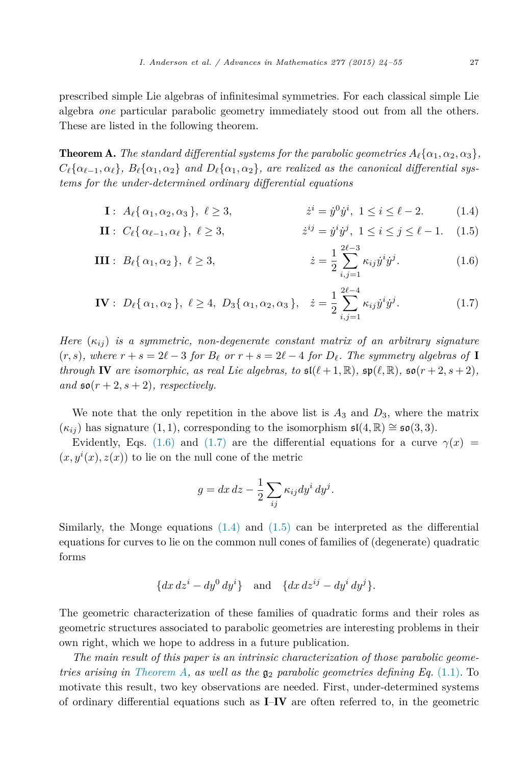prescribed simple Lie algebras of infinitesimal symmetries. For each classical simple Lie algebra *one* particular parabolic geometry immediately stood out from all the others. These are listed in the following theorem.

**Theorem A.** *The standard differential systems for the parabolic geometries $A_\ell\{\alpha_1, \alpha_2, \alpha_3\}$, $C_\ell\{\alpha_{\ell-1}, \alpha_\ell\}$, $B_\ell\{\alpha_1, \alpha_2\}$ and $D_\ell\{\alpha_1, \alpha_2\}$, are realized as the canonical differential systems for the under-determined ordinary differential equations*

$$\textbf{I}: \; A_\ell\{\,\alpha_1, \alpha_2, \alpha_3\,\},\; \ell \geq 3, \qquad \dot{z}^i = \dot{y}^0 \dot{y}^i,\; 1 \leq i \leq \ell - 2. \tag{1.4}$$

$$\textbf{II}: \; C_\ell\{\,\alpha_{\ell-1}, \alpha_\ell\,\},\; \ell \geq 3, \qquad \dot{z}^{ij} = \dot{y}^i \dot{y}^j,\; 1 \leq i \leq j \leq \ell - 1. \tag{1.5}$$

$$\textbf{III}: \; B_\ell\{\,\alpha_1, \alpha_2\,\},\; \ell \geq 3, \qquad \dot{z} = \frac{1}{2}\sum_{i,j=1}^{2\ell-3} \kappa_{ij} \dot{y}^i \dot{y}^j. \tag{1.6}$$

$$\textbf{IV}: \; D_\ell\{\,\alpha_1, \alpha_2\,\},\; \ell \geq 4,\; D_3\{\,\alpha_1, \alpha_2, \alpha_3\,\}, \quad \dot{z} = \frac{1}{2}\sum_{i,j=1}^{2\ell-4} \kappa_{ij} \dot{y}^i \dot{y}^j. \tag{1.7}$$

*Here $(\kappa_{ij})$ is a symmetric, non-degenerate constant matrix of an arbitrary signature $(r, s)$, where $r + s = 2\ell - 3$ for $B_\ell$ or $r + s = 2\ell - 4$ for $D_\ell$. The symmetry algebras of* **I** *through* **IV** *are isomorphic, as real Lie algebras, to $\mathfrak{sl}(\ell + 1, \mathbb{R})$, $\mathfrak{sp}(\ell, \mathbb{R})$, $\mathfrak{so}(r + 2, s + 2)$, and $\mathfrak{so}(r + 2, s + 2)$, respectively.*

We note that the only repetition in the above list is $A_3$ and $D_3$, where the matrix $(\kappa_{ij})$ has signature $(1, 1)$, corresponding to the isomorphism $\mathfrak{sl}(4, \mathbb{R}) \cong \mathfrak{so}(3, 3)$.

Evidently, Eqs. (1.6) and (1.7) are the differential equations for a curve $\gamma(x) = (x, y^i(x), z(x))$ to lie on the null cone of the metric

$$g = dx\, dz - \frac{1}{2}\sum_{ij} \kappa_{ij} dy^i\, dy^j.$$

Similarly, the Monge equations (1.4) and (1.5) can be interpreted as the differential equations for curves to lie on the common null cones of families of (degenerate) quadratic forms

$$\{dx\, dz^i - dy^0\, dy^i\} \quad \text{and} \quad \{dx\, dz^{ij} - dy^i\, dy^j\}.$$

The geometric characterization of these families of quadratic forms and their roles as geometric structures associated to parabolic geometries are interesting problems in their own right, which we hope to address in a future publication.

*The main result of this paper is an intrinsic characterization of those parabolic geometries arising in Theorem A, as well as the $\mathfrak{g}_2$ parabolic geometries defining Eq. (1.1).* To motivate this result, two key observations are needed. First, under-determined systems of ordinary differential equations such as **I**–**IV** are often referred to, in the geometric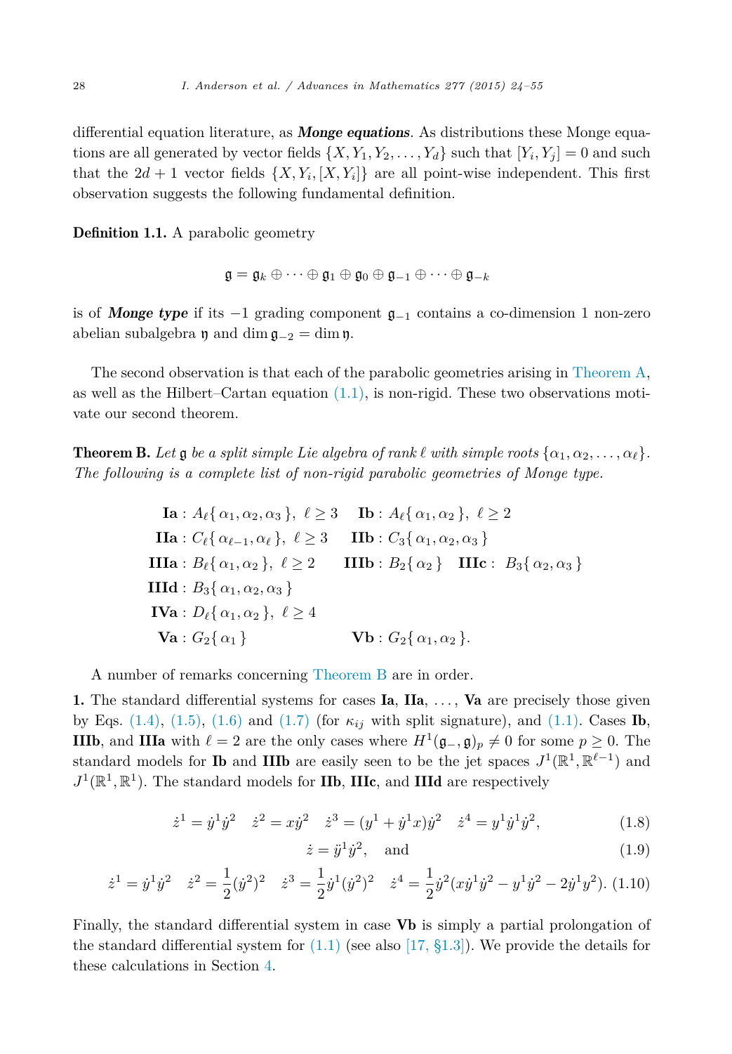differential equation literature, as ***Monge equations***. As distributions these Monge equations are all generated by vector fields $\{X, Y_1, Y_2, \dots, Y_d\}$ such that $[Y_i, Y_j] = 0$ and such that the $2d+1$ vector fields $\{X, Y_i, [X, Y_i]\}$ are all point-wise independent. This first observation suggests the following fundamental definition.

**Definition 1.1.** A parabolic geometry

$$\mathfrak{g} = \mathfrak{g}_k \oplus \cdots \oplus \mathfrak{g}_1 \oplus \mathfrak{g}_0 \oplus \mathfrak{g}_{-1} \oplus \cdots \oplus \mathfrak{g}_{-k}$$

is of ***Monge type*** if its $-1$ grading component $\mathfrak{g}_{-1}$ contains a co-dimension 1 non-zero abelian subalgebra $\mathfrak{y}$ and $\dim \mathfrak{g}_{-2} = \dim \mathfrak{y}$.

The second observation is that each of the parabolic geometries arising in Theorem A, as well as the Hilbert–Cartan equation (1.1), is non-rigid. These two observations motivate our second theorem.

**Theorem B.** *Let $\mathfrak{g}$ be a split simple Lie algebra of rank $\ell$ with simple roots $\{\alpha_1, \alpha_2, \dots, \alpha_\ell\}$. The following is a complete list of non-rigid parabolic geometries of Monge type.*

$$
\begin{array}{lll}
\textbf{Ia}: A_\ell\{\,\alpha_1, \alpha_2, \alpha_3\,\},\ \ell \geq 3 & \textbf{Ib}: A_\ell\{\,\alpha_1, \alpha_2\,\},\ \ell \geq 2 & \\
\textbf{IIa}: C_\ell\{\,\alpha_{\ell-1}, \alpha_\ell\,\},\ \ell \geq 3 & \textbf{IIb}: C_3\{\,\alpha_1, \alpha_2, \alpha_3\,\} & \\
\textbf{IIIa}: B_\ell\{\,\alpha_1, \alpha_2\,\},\ \ell \geq 2 & \textbf{IIIb}: B_2\{\,\alpha_2\,\} & \textbf{IIIc}: B_3\{\,\alpha_2, \alpha_3\,\} \\
\textbf{IIId}: B_3\{\,\alpha_1, \alpha_2, \alpha_3\,\} & & \\
\textbf{IVa}: D_\ell\{\,\alpha_1, \alpha_2\,\},\ \ell \geq 4 & & \\
\textbf{Va}: G_2\{\,\alpha_1\,\} & \textbf{Vb}: G_2\{\,\alpha_1, \alpha_2\,\}. &
\end{array}
$$

A number of remarks concerning Theorem B are in order.

**1.** The standard differential systems for cases **Ia**, **IIa**, ..., **Va** are precisely those given by Eqs. (1.4), (1.5), (1.6) and (1.7) (for $\kappa_{ij}$ with split signature), and (1.1). Cases **Ib**, **IIIb**, and **IIIa** with $\ell = 2$ are the only cases where $H^1(\mathfrak{g}_-, \mathfrak{g})_p \neq 0$ for some $p \geq 0$. The standard models for **Ib** and **IIIb** are easily seen to be the jet spaces $J^1(\mathbb{R}^1, \mathbb{R}^{\ell-1})$ and $J^1(\mathbb{R}^1, \mathbb{R}^1)$. The standard models for **IIb**, **IIIc**, and **IIId** are respectively

$$\dot{z}^1 = \dot{y}^1\dot{y}^2 \quad \dot{z}^2 = x\dot{y}^2 \quad \dot{z}^3 = (y^1 + \dot{y}^1 x)\dot{y}^2 \quad \dot{z}^4 = y^1\dot{y}^1\dot{y}^2, \tag{1.8}$$

$$\dot{z} = \ddot{y}^1\dot{y}^2, \quad \text{and} \tag{1.9}$$

$$\dot{z}^1 = \dot{y}^1\dot{y}^2 \quad \dot{z}^2 = \frac{1}{2}(\dot{y}^2)^2 \quad \dot{z}^3 = \frac{1}{2}\dot{y}^1(\dot{y}^2)^2 \quad \dot{z}^4 = \frac{1}{2}\dot{y}^2(x\dot{y}^1\dot{y}^2 - y^1\dot{y}^2 - 2\dot{y}^1 y^2). \tag{1.10}$$

Finally, the standard differential system in case **Vb** is simply a partial prolongation of the standard differential system for (1.1) (see also [17, §1.3]). We provide the details for these calculations in Section 4.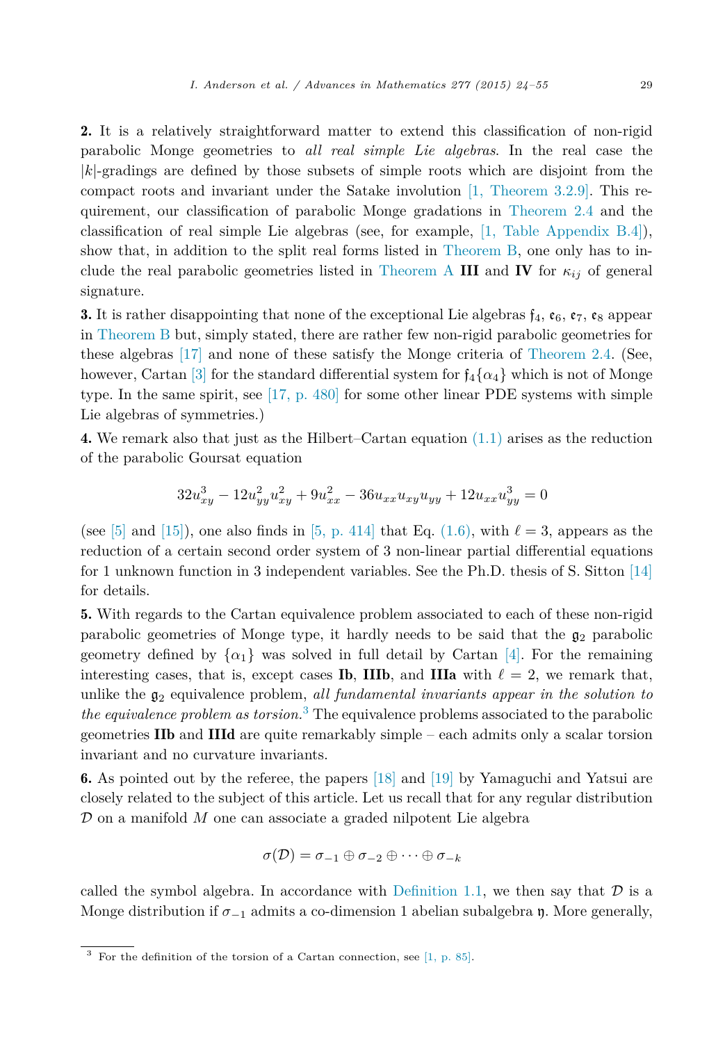**2.** It is a relatively straightforward matter to extend this classification of non-rigid parabolic Monge geometries to *all real simple Lie algebras*. In the real case the $|k|$-gradings are defined by those subsets of simple roots which are disjoint from the compact roots and invariant under the Satake involution [1, Theorem 3.2.9]. This requirement, our classification of parabolic Monge gradations in Theorem 2.4 and the classification of real simple Lie algebras (see, for example, [1, Table Appendix B.4]), show that, in addition to the split real forms listed in Theorem B, one only has to include the real parabolic geometries listed in Theorem A **III** and **IV** for $\kappa_{ij}$ of general signature.

**3.** It is rather disappointing that none of the exceptional Lie algebras $\mathfrak{f}_4$, $\mathfrak{e}_6$, $\mathfrak{e}_7$, $\mathfrak{e}_8$ appear in Theorem B but, simply stated, there are rather few non-rigid parabolic geometries for these algebras [17] and none of these satisfy the Monge criteria of Theorem 2.4. (See, however, Cartan [3] for the standard differential system for $\mathfrak{f}_4\{\alpha_4\}$ which is not of Monge type. In the same spirit, see [17, p. 480] for some other linear PDE systems with simple Lie algebras of symmetries.)

**4.** We remark also that just as the Hilbert–Cartan equation (1.1) arises as the reduction of the parabolic Goursat equation

$$32u_{xy}^3 - 12u_{yy}^2u_{xy}^2 + 9u_{xx}^2 - 36u_{xx}u_{xy}u_{yy} + 12u_{xx}u_{yy}^3 = 0$$

(see [5] and [15]), one also finds in [5, p. 414] that Eq. (1.6), with $\ell = 3$, appears as the reduction of a certain second order system of 3 non-linear partial differential equations for 1 unknown function in 3 independent variables. See the Ph.D. thesis of S. Sitton [14] for details.

**5.** With regards to the Cartan equivalence problem associated to each of these non-rigid parabolic geometries of Monge type, it hardly needs to be said that the $\mathfrak{g}_2$ parabolic geometry defined by $\{\alpha_1\}$ was solved in full detail by Cartan [4]. For the remaining interesting cases, that is, except cases **Ib**, **IIIb**, and **IIIa** with $\ell = 2$, we remark that, unlike the $\mathfrak{g}_2$ equivalence problem, *all fundamental invariants appear in the solution to the equivalence problem as torsion.*[3] The equivalence problems associated to the parabolic geometries **IIb** and **IIId** are quite remarkably simple – each admits only a scalar torsion invariant and no curvature invariants.

**6.** As pointed out by the referee, the papers [18] and [19] by Yamaguchi and Yatsui are closely related to the subject of this article. Let us recall that for any regular distribution $\mathcal{D}$ on a manifold $M$ one can associate a graded nilpotent Lie algebra

$$\sigma(\mathcal{D}) = \sigma_{-1} \oplus \sigma_{-2} \oplus \cdots \oplus \sigma_{-k}$$

called the symbol algebra. In accordance with Definition 1.1, we then say that $\mathcal{D}$ is a Monge distribution if $\sigma_{-1}$ admits a co-dimension 1 abelian subalgebra $\mathfrak{y}$. More generally,

[3] For the definition of the torsion of a Cartan connection, see [1, p. 85].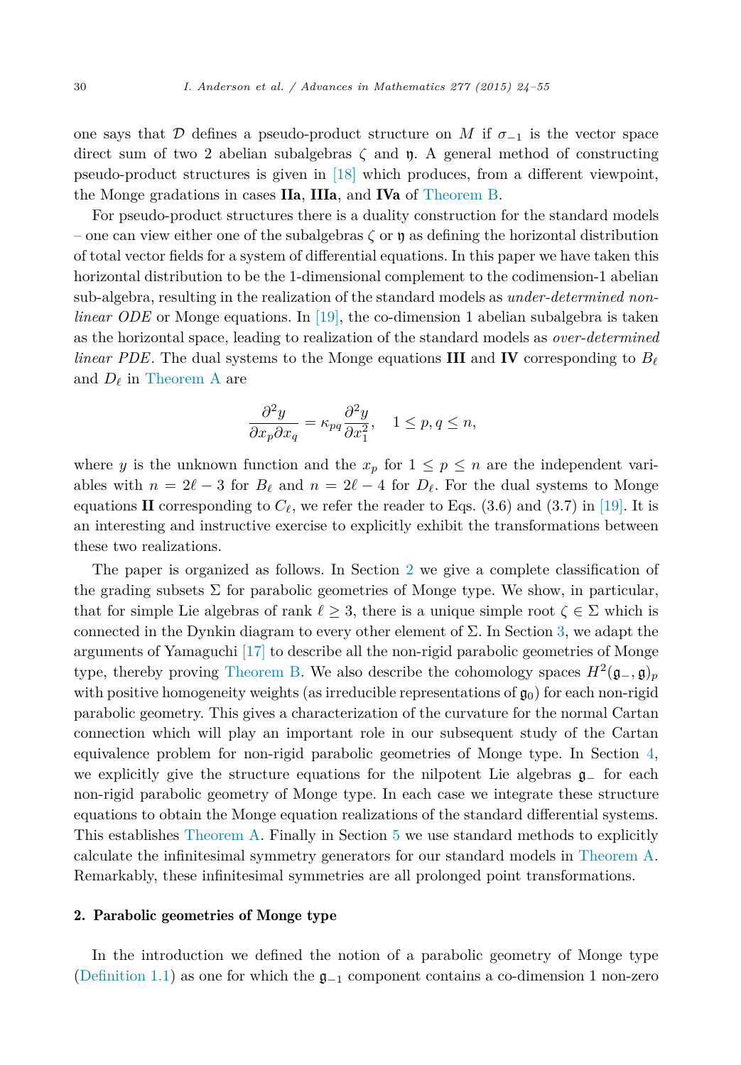one says that $\mathcal{D}$ defines a pseudo-product structure on $M$ if $\sigma_{-1}$ is the vector space direct sum of two 2 abelian subalgebras $\zeta$ and $\mathfrak{y}$. A general method of constructing pseudo-product structures is given in [18] which produces, from a different viewpoint, the Monge gradations in cases **IIa**, **IIIa**, and **IVa** of Theorem B.

For pseudo-product structures there is a duality construction for the standard models – one can view either one of the subalgebras $\zeta$ or $\mathfrak{y}$ as defining the horizontal distribution of total vector fields for a system of differential equations. In this paper we have taken this horizontal distribution to be the 1-dimensional complement to the codimension-1 abelian sub-algebra, resulting in the realization of the standard models as *under-determined non-linear ODE* or Monge equations. In [19], the co-dimension 1 abelian subalgebra is taken as the horizontal space, leading to realization of the standard models as *over-determined linear PDE*. The dual systems to the Monge equations **III** and **IV** corresponding to $B_\ell$ and $D_\ell$ in Theorem A are

$$\frac{\partial^2 y}{\partial x_p \partial x_q} = \kappa_{pq} \frac{\partial^2 y}{\partial x_1^2}, \quad 1 \leq p, q \leq n,$$

where $y$ is the unknown function and the $x_p$ for $1 \leq p \leq n$ are the independent variables with $n = 2\ell - 3$ for $B_\ell$ and $n = 2\ell - 4$ for $D_\ell$. For the dual systems to Monge equations **II** corresponding to $C_\ell$, we refer the reader to Eqs. (3.6) and (3.7) in [19]. It is an interesting and instructive exercise to explicitly exhibit the transformations between these two realizations.

The paper is organized as follows. In Section 2 we give a complete classification of the grading subsets $\Sigma$ for parabolic geometries of Monge type. We show, in particular, that for simple Lie algebras of rank $\ell \geq 3$, there is a unique simple root $\zeta \in \Sigma$ which is connected in the Dynkin diagram to every other element of $\Sigma$. In Section 3, we adapt the arguments of Yamaguchi [17] to describe all the non-rigid parabolic geometries of Monge type, thereby proving Theorem B. We also describe the cohomology spaces $H^2(\mathfrak{g}_-, \mathfrak{g})_p$ with positive homogeneity weights (as irreducible representations of $\mathfrak{g}_0$) for each non-rigid parabolic geometry. This gives a characterization of the curvature for the normal Cartan connection which will play an important role in our subsequent study of the Cartan equivalence problem for non-rigid parabolic geometries of Monge type. In Section 4, we explicitly give the structure equations for the nilpotent Lie algebras $\mathfrak{g}_-$ for each non-rigid parabolic geometry of Monge type. In each case we integrate these structure equations to obtain the Monge equation realizations of the standard differential systems. This establishes Theorem A. Finally in Section 5 we use standard methods to explicitly calculate the infinitesimal symmetry generators for our standard models in Theorem A. Remarkably, these infinitesimal symmetries are all prolonged point transformations.

## 2. Parabolic geometries of Monge type

In the introduction we defined the notion of a parabolic geometry of Monge type (Definition 1.1) as one for which the $\mathfrak{g}_{-1}$ component contains a co-dimension 1 non-zero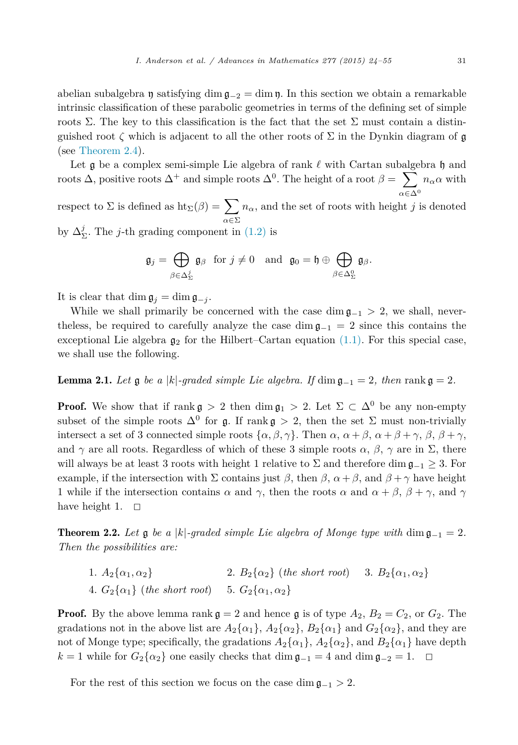abelian subalgebra $\mathfrak{y}$ satisfying $\dim \mathfrak{g}_{-2} = \dim \mathfrak{y}$. In this section we obtain a remarkable intrinsic classification of these parabolic geometries in terms of the defining set of simple roots $\Sigma$. The key to this classification is the fact that the set $\Sigma$ must contain a distinguished root $\zeta$ which is adjacent to all the other roots of $\Sigma$ in the Dynkin diagram of $\mathfrak{g}$ (see Theorem 2.4).

Let $\mathfrak{g}$ be a complex semi-simple Lie algebra of rank $\ell$ with Cartan subalgebra $\mathfrak{h}$ and roots $\Delta$, positive roots $\Delta^+$ and simple roots $\Delta^0$. The height of a root $\beta = \sum_{\alpha \in \Delta^0} n_\alpha \alpha$ with respect to $\Sigma$ is defined as $\mathrm{ht}_\Sigma(\beta) = \sum_{\alpha \in \Sigma} n_\alpha$, and the set of roots with height $j$ is denoted by $\Delta^j_\Sigma$. The $j$-th grading component in (1.2) is

$$\mathfrak{g}_j = \bigoplus_{\beta \in \Delta^j_\Sigma} \mathfrak{g}_\beta \quad \text{for } j \neq 0 \quad \text{and} \quad \mathfrak{g}_0 = \mathfrak{h} \oplus \bigoplus_{\beta \in \Delta^0_\Sigma} \mathfrak{g}_\beta.$$

It is clear that $\dim \mathfrak{g}_j = \dim \mathfrak{g}_{-j}$.

While we shall primarily be concerned with the case $\dim \mathfrak{g}_{-1} > 2$, we shall, nevertheless, be required to carefully analyze the case $\dim \mathfrak{g}_{-1} = 2$ since this contains the exceptional Lie algebra $\mathfrak{g}_2$ for the Hilbert–Cartan equation (1.1). For this special case, we shall use the following.

**Lemma 2.1.** *Let $\mathfrak{g}$ be a $|k|$-graded simple Lie algebra. If $\dim \mathfrak{g}_{-1} = 2$, then $\mathrm{rank}\, \mathfrak{g} = 2$.*

**Proof.** We show that if $\mathrm{rank}\, \mathfrak{g} > 2$ then $\dim \mathfrak{g}_1 > 2$. Let $\Sigma \subset \Delta^0$ be any non-empty subset of the simple roots $\Delta^0$ for $\mathfrak{g}$. If $\mathrm{rank}\, \mathfrak{g} > 2$, then the set $\Sigma$ must non-trivially intersect a set of 3 connected simple roots $\{\alpha, \beta, \gamma\}$. Then $\alpha$, $\alpha + \beta$, $\alpha + \beta + \gamma$, $\beta$, $\beta + \gamma$, and $\gamma$ are all roots. Regardless of which of these 3 simple roots $\alpha$, $\beta$, $\gamma$ are in $\Sigma$, there will always be at least 3 roots with height 1 relative to $\Sigma$ and therefore $\dim \mathfrak{g}_{-1} \geq 3$. For example, if the intersection with $\Sigma$ contains just $\beta$, then $\beta$, $\alpha + \beta$, and $\beta + \gamma$ have height 1 while if the intersection contains $\alpha$ and $\gamma$, then the roots $\alpha$ and $\alpha + \beta$, $\beta + \gamma$, and $\gamma$ have height 1. $\square$

**Theorem 2.2.** *Let $\mathfrak{g}$ be a $|k|$-graded simple Lie algebra of Monge type with $\dim \mathfrak{g}_{-1} = 2$. Then the possibilities are:*

1. $A_2\{\alpha_1, \alpha_2\}$
2. $B_2\{\alpha_2\}$ *(the short root)*
3. $B_2\{\alpha_1, \alpha_2\}$
4. $G_2\{\alpha_1\}$ *(the short root)*
5. $G_2\{\alpha_1, \alpha_2\}$

**Proof.** By the above lemma $\mathrm{rank}\, \mathfrak{g} = 2$ and hence $\mathfrak{g}$ is of type $A_2$, $B_2 = C_2$, or $G_2$. The gradations not in the above list are $A_2\{\alpha_1\}$, $A_2\{\alpha_2\}$, $B_2\{\alpha_1\}$ and $G_2\{\alpha_2\}$, and they are not of Monge type; specifically, the gradations $A_2\{\alpha_1\}$, $A_2\{\alpha_2\}$, and $B_2\{\alpha_1\}$ have depth $k = 1$ while for $G_2\{\alpha_2\}$ one easily checks that $\dim \mathfrak{g}_{-1} = 4$ and $\dim \mathfrak{g}_{-2} = 1$. $\square$

For the rest of this section we focus on the case $\dim \mathfrak{g}_{-1} > 2$.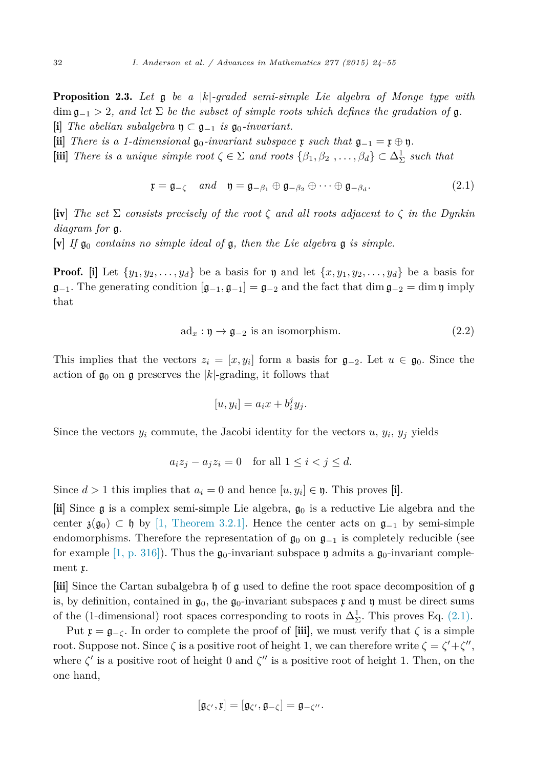**Proposition 2.3.** *Let $\mathfrak{g}$ be a $|k|$-graded semi-simple Lie algebra of Monge type with $\dim \mathfrak{g}_{-1} > 2$, and let $\Sigma$ be the subset of simple roots which defines the gradation of $\mathfrak{g}$.*

**[i]** *The abelian subalgebra $\mathfrak{y} \subset \mathfrak{g}_{-1}$ is $\mathfrak{g}_0$-invariant.*

**[ii]** *There is a 1-dimensional $\mathfrak{g}_0$-invariant subspace $\mathfrak{x}$ such that $\mathfrak{g}_{-1} = \mathfrak{x} \oplus \mathfrak{y}$.*

**[iii]** *There is a unique simple root $\zeta \in \Sigma$ and roots $\{\beta_1, \beta_2, \dots, \beta_d\} \subset \Delta^1_\Sigma$ such that*

$$\mathfrak{x} = \mathfrak{g}_{-\zeta} \quad \textit{and} \quad \mathfrak{y} = \mathfrak{g}_{-\beta_1} \oplus \mathfrak{g}_{-\beta_2} \oplus \cdots \oplus \mathfrak{g}_{-\beta_d}. \tag{2.1}$$

**[iv]** *The set $\Sigma$ consists precisely of the root $\zeta$ and all roots adjacent to $\zeta$ in the Dynkin diagram for $\mathfrak{g}$.*

**[v]** *If $\mathfrak{g}_0$ contains no simple ideal of $\mathfrak{g}$, then the Lie algebra $\mathfrak{g}$ is simple.*

**Proof.** **[i]** Let $\{y_1, y_2, \dots, y_d\}$ be a basis for $\mathfrak{y}$ and let $\{x, y_1, y_2, \dots, y_d\}$ be a basis for $\mathfrak{g}_{-1}$. The generating condition $[\mathfrak{g}_{-1}, \mathfrak{g}_{-1}] = \mathfrak{g}_{-2}$ and the fact that $\dim \mathfrak{g}_{-2} = \dim \mathfrak{y}$ imply that

$$\mathrm{ad}_x : \mathfrak{y} \to \mathfrak{g}_{-2} \text{ is an isomorphism.} \tag{2.2}$$

This implies that the vectors $z_i = [x, y_i]$ form a basis for $\mathfrak{g}_{-2}$. Let $u \in \mathfrak{g}_0$. Since the action of $\mathfrak{g}_0$ on $\mathfrak{g}$ preserves the $|k|$-grading, it follows that

$$[u, y_i] = a_i x + b_i^j y_j.$$

Since the vectors $y_i$ commute, the Jacobi identity for the vectors $u$, $y_i$, $y_j$ yields

$$a_i z_j - a_j z_i = 0 \quad \text{for all } 1 \le i < j \le d.$$

Since $d > 1$ this implies that $a_i = 0$ and hence $[u, y_i] \in \mathfrak{y}$. This proves **[i]**.

**[ii]** Since $\mathfrak{g}$ is a complex semi-simple Lie algebra, $\mathfrak{g}_0$ is a reductive Lie algebra and the center $\mathfrak{z}(\mathfrak{g}_0) \subset \mathfrak{h}$ by [1, Theorem 3.2.1]. Hence the center acts on $\mathfrak{g}_{-1}$ by semi-simple endomorphisms. Therefore the representation of $\mathfrak{g}_0$ on $\mathfrak{g}_{-1}$ is completely reducible (see for example [1, p. 316]). Thus the $\mathfrak{g}_0$-invariant subspace $\mathfrak{y}$ admits a $\mathfrak{g}_0$-invariant complement $\mathfrak{x}$.

**[iii]** Since the Cartan subalgebra $\mathfrak{h}$ of $\mathfrak{g}$ used to define the root space decomposition of $\mathfrak{g}$ is, by definition, contained in $\mathfrak{g}_0$, the $\mathfrak{g}_0$-invariant subspaces $\mathfrak{x}$ and $\mathfrak{y}$ must be direct sums of the (1-dimensional) root spaces corresponding to roots in $\Delta^1_\Sigma$. This proves Eq. (2.1).

Put $\mathfrak{x} = \mathfrak{g}_{-\zeta}$. In order to complete the proof of **[iii]**, we must verify that $\zeta$ is a simple root. Suppose not. Since $\zeta$ is a positive root of height 1, we can therefore write $\zeta = \zeta' + \zeta''$, where $\zeta'$ is a positive root of height 0 and $\zeta''$ is a positive root of height 1. Then, on the one hand,

$$[\mathfrak{g}_{\zeta'}, \mathfrak{x}] = [\mathfrak{g}_{\zeta'}, \mathfrak{g}_{-\zeta}] = \mathfrak{g}_{-\zeta''}.$$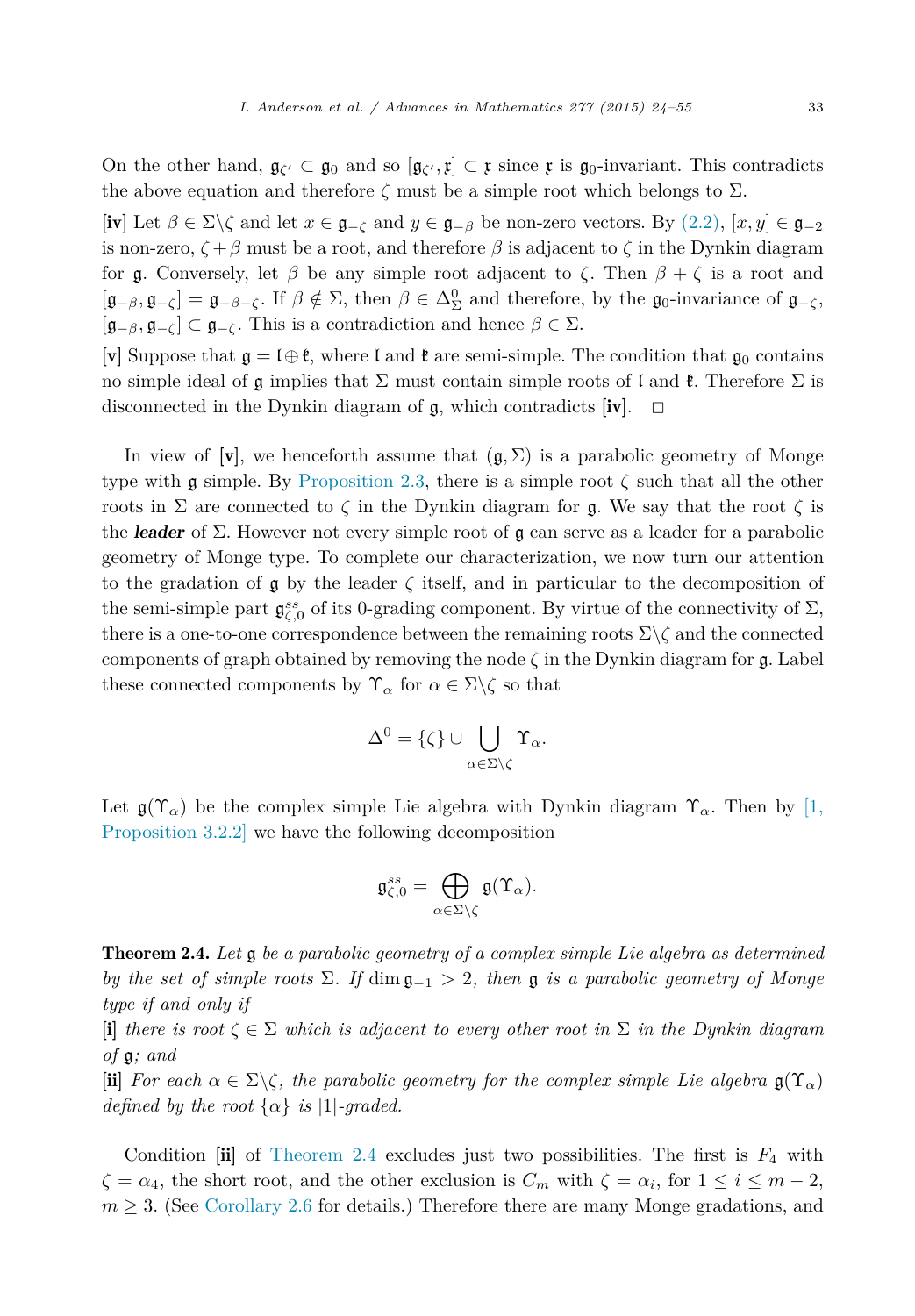On the other hand, $\mathfrak{g}_{\zeta'} \subset \mathfrak{g}_0$ and so $[\mathfrak{g}_{\zeta'}, \mathfrak{x}] \subset \mathfrak{x}$ since $\mathfrak{x}$ is $\mathfrak{g}_0$-invariant. This contradicts the above equation and therefore $\zeta$ must be a simple root which belongs to $\Sigma$.

**[iv]** Let $\beta \in \Sigma \backslash \zeta$ and let $x \in \mathfrak{g}_{-\zeta}$ and $y \in \mathfrak{g}_{-\beta}$ be non-zero vectors. By (2.2), $[x, y] \in \mathfrak{g}_{-2}$ is non-zero, $\zeta + \beta$ must be a root, and therefore $\beta$ is adjacent to $\zeta$ in the Dynkin diagram for $\mathfrak{g}$. Conversely, let $\beta$ be any simple root adjacent to $\zeta$. Then $\beta + \zeta$ is a root and $[\mathfrak{g}_{-\beta}, \mathfrak{g}_{-\zeta}] = \mathfrak{g}_{-\beta-\zeta}$. If $\beta \notin \Sigma$, then $\beta \in \Delta^0_\Sigma$ and therefore, by the $\mathfrak{g}_0$-invariance of $\mathfrak{g}_{-\zeta}$, $[\mathfrak{g}_{-\beta}, \mathfrak{g}_{-\zeta}] \subset \mathfrak{g}_{-\zeta}$. This is a contradiction and hence $\beta \in \Sigma$.

**[v]** Suppose that $\mathfrak{g} = \mathfrak{l} \oplus \mathfrak{k}$, where $\mathfrak{l}$ and $\mathfrak{k}$ are semi-simple. The condition that $\mathfrak{g}_0$ contains no simple ideal of $\mathfrak{g}$ implies that $\Sigma$ must contain simple roots of $\mathfrak{l}$ and $\mathfrak{k}$. Therefore $\Sigma$ is disconnected in the Dynkin diagram of $\mathfrak{g}$, which contradicts **[iv]**. $\square$

In view of **[v]**, we henceforth assume that $(\mathfrak{g}, \Sigma)$ is a parabolic geometry of Monge type with $\mathfrak{g}$ simple. By Proposition 2.3, there is a simple root $\zeta$ such that all the other roots in $\Sigma$ are connected to $\zeta$ in the Dynkin diagram for $\mathfrak{g}$. We say that the root $\zeta$ is the ***leader*** of $\Sigma$. However not every simple root of $\mathfrak{g}$ can serve as a leader for a parabolic geometry of Monge type. To complete our characterization, we now turn our attention to the gradation of $\mathfrak{g}$ by the leader $\zeta$ itself, and in particular to the decomposition of the semi-simple part $\mathfrak{g}^{ss}_{\zeta,0}$ of its 0-grading component. By virtue of the connectivity of $\Sigma$, there is a one-to-one correspondence between the remaining roots $\Sigma \backslash \zeta$ and the connected components of graph obtained by removing the node $\zeta$ in the Dynkin diagram for $\mathfrak{g}$. Label these connected components by $\Upsilon_\alpha$ for $\alpha \in \Sigma \backslash \zeta$ so that

$$\Delta^0 = \{\zeta\} \cup \bigcup_{\alpha \in \Sigma \backslash \zeta} \Upsilon_\alpha.$$

Let $\mathfrak{g}(\Upsilon_\alpha)$ be the complex simple Lie algebra with Dynkin diagram $\Upsilon_\alpha$. Then by [1, Proposition 3.2.2] we have the following decomposition

$$\mathfrak{g}^{ss}_{\zeta,0} = \bigoplus_{\alpha \in \Sigma \backslash \zeta} \mathfrak{g}(\Upsilon_\alpha).$$

**Theorem 2.4.** *Let $\mathfrak{g}$ be a parabolic geometry of a complex simple Lie algebra as determined by the set of simple roots $\Sigma$. If $\dim \mathfrak{g}_{-1} > 2$, then $\mathfrak{g}$ is a parabolic geometry of Monge type if and only if*

**[i]** *there is root $\zeta \in \Sigma$ which is adjacent to every other root in $\Sigma$ in the Dynkin diagram of $\mathfrak{g}$; and*

**[ii]** *For each $\alpha \in \Sigma \backslash \zeta$, the parabolic geometry for the complex simple Lie algebra $\mathfrak{g}(\Upsilon_\alpha)$ defined by the root $\{\alpha\}$ is $|1|$-graded.*

Condition **[ii]** of Theorem 2.4 excludes just two possibilities. The first is $F_4$ with $\zeta = \alpha_4$, the short root, and the other exclusion is $C_m$ with $\zeta = \alpha_i$, for $1 \leq i \leq m-2$, $m \geq 3$. (See Corollary 2.6 for details.) Therefore there are many Monge gradations, and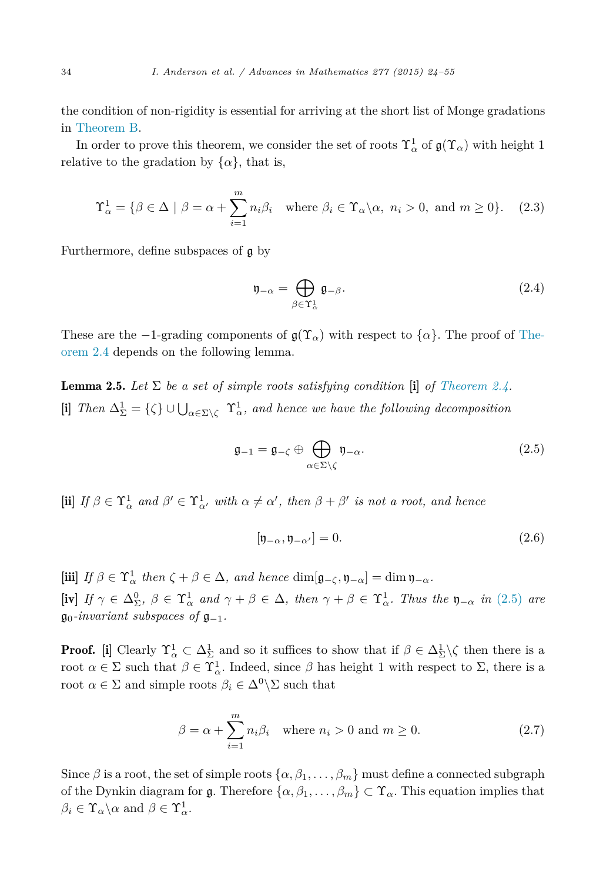the condition of non-rigidity is essential for arriving at the short list of Monge gradations in Theorem B.

In order to prove this theorem, we consider the set of roots $\Upsilon^1_\alpha$ of $\mathfrak{g}(\Upsilon_\alpha)$ with height 1 relative to the gradation by $\{\alpha\}$, that is,

$$\Upsilon^1_\alpha = \{\beta \in \Delta \mid \beta = \alpha + \sum_{i=1}^{m} n_i\beta_i \quad \text{where } \beta_i \in \Upsilon_\alpha\backslash\alpha,\ n_i > 0,\ \text{and } m \geq 0\}. \tag{2.3}$$

Furthermore, define subspaces of $\mathfrak{g}$ by

$$\mathfrak{y}_{-\alpha} = \bigoplus_{\beta\in\Upsilon^1_\alpha} \mathfrak{g}_{-\beta}. \tag{2.4}$$

These are the $-1$-grading components of $\mathfrak{g}(\Upsilon_\alpha)$ with respect to $\{\alpha\}$. The proof of Theorem 2.4 depends on the following lemma.

**Lemma 2.5.** *Let $\Sigma$ be a set of simple roots satisfying condition* **[i]** *of Theorem 2.4.*
**[i]** *Then $\Delta^1_\Sigma = \{\zeta\} \cup \bigcup_{\alpha\in\Sigma\backslash\zeta} \Upsilon^1_\alpha$, and hence we have the following decomposition*

$$\mathfrak{g}_{-1} = \mathfrak{g}_{-\zeta} \oplus \bigoplus_{\alpha\in\Sigma\backslash\zeta} \mathfrak{y}_{-\alpha}. \tag{2.5}$$

**[ii]** *If $\beta \in \Upsilon^1_\alpha$ and $\beta' \in \Upsilon^1_{\alpha'}$ with $\alpha \neq \alpha'$, then $\beta + \beta'$ is not a root, and hence*

$$[\mathfrak{y}_{-\alpha}, \mathfrak{y}_{-\alpha'}] = 0. \tag{2.6}$$

**[iii]** *If $\beta \in \Upsilon^1_\alpha$ then $\zeta + \beta \in \Delta$, and hence $\dim[\mathfrak{g}_{-\zeta}, \mathfrak{y}_{-\alpha}] = \dim \mathfrak{y}_{-\alpha}$.*
**[iv]** *If $\gamma \in \Delta^0_\Sigma$, $\beta \in \Upsilon^1_\alpha$ and $\gamma + \beta \in \Delta$, then $\gamma + \beta \in \Upsilon^1_\alpha$. Thus the $\mathfrak{y}_{-\alpha}$ in (2.5) are $\mathfrak{g}_0$-invariant subspaces of $\mathfrak{g}_{-1}$.*

**Proof.** **[i]** Clearly $\Upsilon^1_\alpha \subset \Delta^1_\Sigma$ and so it suffices to show that if $\beta \in \Delta^1_\Sigma\backslash\zeta$ then there is a root $\alpha \in \Sigma$ such that $\beta \in \Upsilon^1_\alpha$. Indeed, since $\beta$ has height 1 with respect to $\Sigma$, there is a root $\alpha \in \Sigma$ and simple roots $\beta_i \in \Delta^0\backslash\Sigma$ such that

$$\beta = \alpha + \sum_{i=1}^{m} n_i\beta_i \quad \text{where } n_i > 0 \text{ and } m \geq 0. \tag{2.7}$$

Since $\beta$ is a root, the set of simple roots $\{\alpha, \beta_1, \ldots, \beta_m\}$ must define a connected subgraph of the Dynkin diagram for $\mathfrak{g}$. Therefore $\{\alpha, \beta_1, \ldots, \beta_m\} \subset \Upsilon_\alpha$. This equation implies that $\beta_i \in \Upsilon_\alpha\backslash\alpha$ and $\beta \in \Upsilon^1_\alpha$.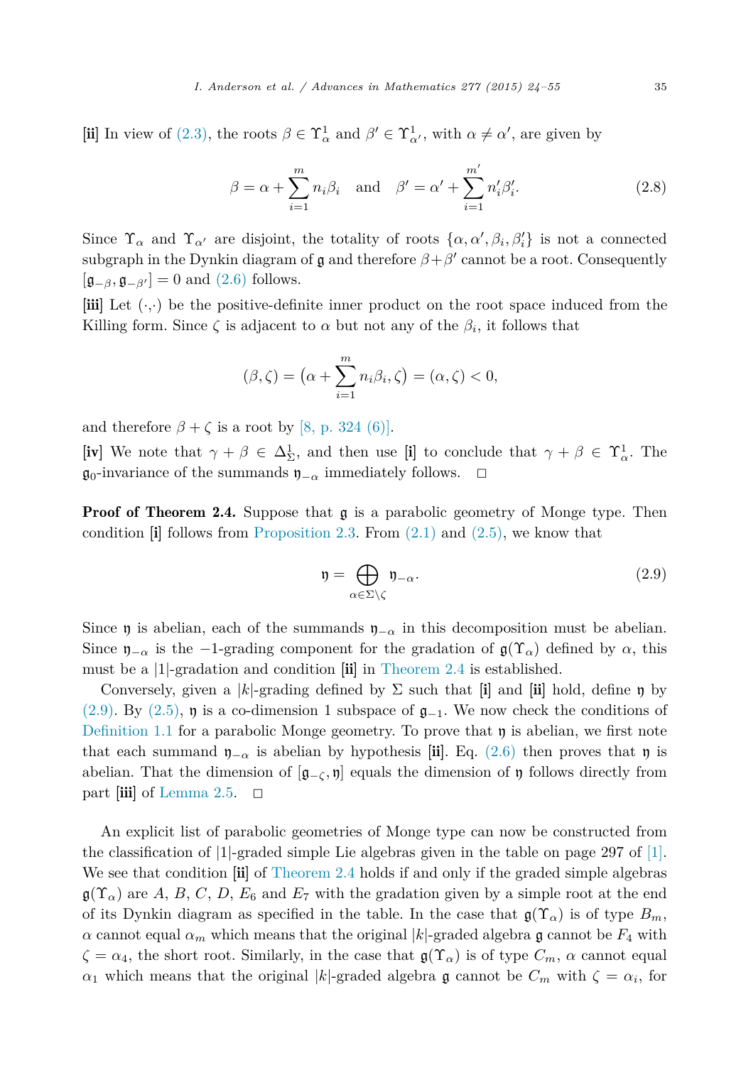**[ii]** In view of (2.3), the roots $\beta \in \Upsilon^1_\alpha$ and $\beta' \in \Upsilon^1_{\alpha'}$, with $\alpha \neq \alpha'$, are given by

$$\beta = \alpha + \sum_{i=1}^{m} n_i \beta_i \quad \text{and} \quad \beta' = \alpha' + \sum_{i=1}^{m'} n'_i \beta'_i. \tag{2.8}$$

Since $\Upsilon_\alpha$ and $\Upsilon_{\alpha'}$ are disjoint, the totality of roots $\{\alpha, \alpha', \beta_i, \beta'_i\}$ is not a connected subgraph in the Dynkin diagram of $\mathfrak{g}$ and therefore $\beta + \beta'$ cannot be a root. Consequently $[\mathfrak{g}_{-\beta}, \mathfrak{g}_{-\beta'}] = 0$ and (2.6) follows.

**[iii]** Let $(\cdot,\cdot)$ be the positive-definite inner product on the root space induced from the Killing form. Since $\zeta$ is adjacent to $\alpha$ but not any of the $\beta_i$, it follows that

$$(\beta, \zeta) = \big(\alpha + \sum_{i=1}^{m} n_i \beta_i, \zeta\big) = (\alpha, \zeta) < 0,$$

and therefore $\beta + \zeta$ is a root by [8, p. 324 (6)].

**[iv]** We note that $\gamma + \beta \in \Delta^1_\Sigma$, and then use **[i]** to conclude that $\gamma + \beta \in \Upsilon^1_\alpha$. The $\mathfrak{g}_0$-invariance of the summands $\mathfrak{y}_{-\alpha}$ immediately follows. $\square$

**Proof of Theorem 2.4.** Suppose that $\mathfrak{g}$ is a parabolic geometry of Monge type. Then condition **[i]** follows from Proposition 2.3. From (2.1) and (2.5), we know that

$$\mathfrak{y} = \bigoplus_{\alpha \in \Sigma \setminus \zeta} \mathfrak{y}_{-\alpha}. \tag{2.9}$$

Since $\mathfrak{y}$ is abelian, each of the summands $\mathfrak{y}_{-\alpha}$ in this decomposition must be abelian. Since $\mathfrak{y}_{-\alpha}$ is the $-1$-grading component for the gradation of $\mathfrak{g}(\Upsilon_\alpha)$ defined by $\alpha$, this must be a $|1|$-gradation and condition **[ii]** in Theorem 2.4 is established.

Conversely, given a $|k|$-grading defined by $\Sigma$ such that **[i]** and **[ii]** hold, define $\mathfrak{y}$ by (2.9). By (2.5), $\mathfrak{y}$ is a co-dimension 1 subspace of $\mathfrak{g}_{-1}$. We now check the conditions of Definition 1.1 for a parabolic Monge geometry. To prove that $\mathfrak{y}$ is abelian, we first note that each summand $\mathfrak{y}_{-\alpha}$ is abelian by hypothesis **[ii]**. Eq. (2.6) then proves that $\mathfrak{y}$ is abelian. That the dimension of $[\mathfrak{g}_{-\zeta}, \mathfrak{y}]$ equals the dimension of $\mathfrak{y}$ follows directly from part **[iii]** of Lemma 2.5. $\square$

An explicit list of parabolic geometries of Monge type can now be constructed from the classification of $|1|$-graded simple Lie algebras given in the table on page 297 of [1]. We see that condition **[ii]** of Theorem 2.4 holds if and only if the graded simple algebras $\mathfrak{g}(\Upsilon_\alpha)$ are $A$, $B$, $C$, $D$, $E_6$ and $E_7$ with the gradation given by a simple root at the end of its Dynkin diagram as specified in the table. In the case that $\mathfrak{g}(\Upsilon_\alpha)$ is of type $B_m$, $\alpha$ cannot equal $\alpha_m$ which means that the original $|k|$-graded algebra $\mathfrak{g}$ cannot be $F_4$ with $\zeta = \alpha_4$, the short root. Similarly, in the case that $\mathfrak{g}(\Upsilon_\alpha)$ is of type $C_m$, $\alpha$ cannot equal $\alpha_1$ which means that the original $|k|$-graded algebra $\mathfrak{g}$ cannot be $C_m$ with $\zeta = \alpha_i$, for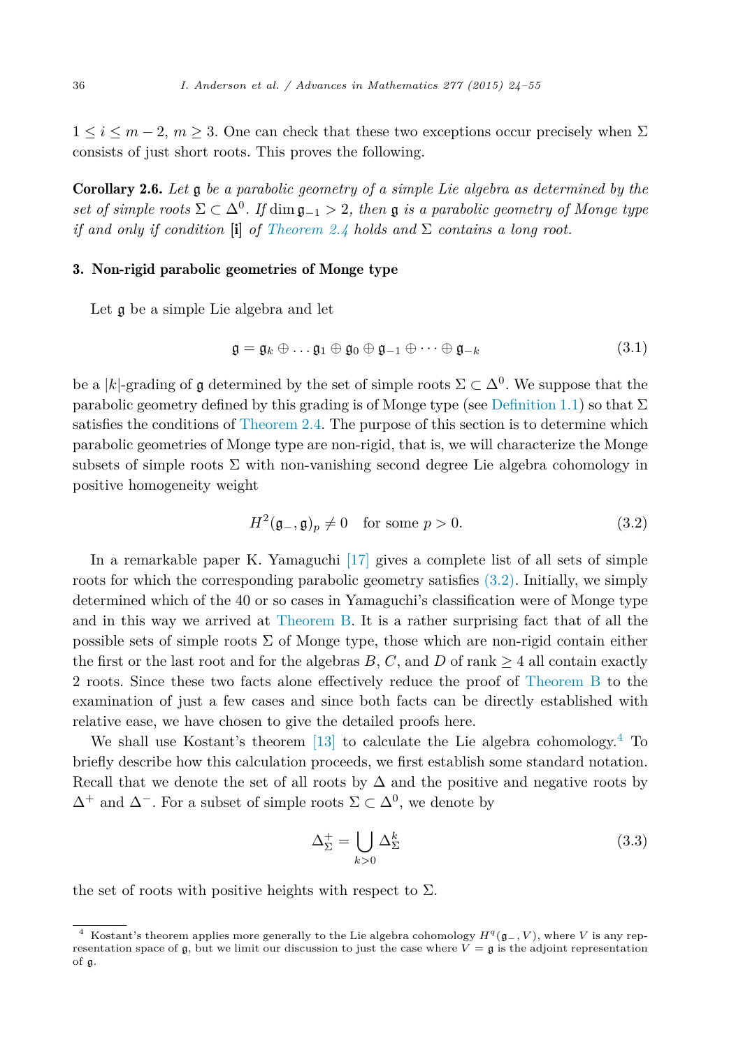$1 \leq i \leq m-2$, $m \geq 3$. One can check that these two exceptions occur precisely when $\Sigma$ consists of just short roots. This proves the following.

**Corollary 2.6.** *Let $\mathfrak{g}$ be a parabolic geometry of a simple Lie algebra as determined by the set of simple roots $\Sigma \subset \Delta^0$. If $\dim \mathfrak{g}_{-1} > 2$, then $\mathfrak{g}$ is a parabolic geometry of Monge type if and only if condition* **[i]** *of Theorem 2.4 holds and $\Sigma$ contains a long root.*

## 3. Non-rigid parabolic geometries of Monge type

Let $\mathfrak{g}$ be a simple Lie algebra and let

$$\mathfrak{g} = \mathfrak{g}_k \oplus \dots \mathfrak{g}_1 \oplus \mathfrak{g}_0 \oplus \mathfrak{g}_{-1} \oplus \dots \oplus \mathfrak{g}_{-k} \tag{3.1}$$

be a $|k|$-grading of $\mathfrak{g}$ determined by the set of simple roots $\Sigma \subset \Delta^0$. We suppose that the parabolic geometry defined by this grading is of Monge type (see Definition 1.1) so that $\Sigma$ satisfies the conditions of Theorem 2.4. The purpose of this section is to determine which parabolic geometries of Monge type are non-rigid, that is, we will characterize the Monge subsets of simple roots $\Sigma$ with non-vanishing second degree Lie algebra cohomology in positive homogeneity weight

$$H^2(\mathfrak{g}_-, \mathfrak{g})_p \neq 0 \quad \text{for some } p > 0. \tag{3.2}$$

In a remarkable paper K. Yamaguchi [17] gives a complete list of all sets of simple roots for which the corresponding parabolic geometry satisfies (3.2). Initially, we simply determined which of the 40 or so cases in Yamaguchi's classification were of Monge type and in this way we arrived at Theorem B. It is a rather surprising fact that of all the possible sets of simple roots $\Sigma$ of Monge type, those which are non-rigid contain either the first or the last root and for the algebras $B$, $C$, and $D$ of rank $\geq 4$ all contain exactly 2 roots. Since these two facts alone effectively reduce the proof of Theorem B to the examination of just a few cases and since both facts can be directly established with relative ease, we have chosen to give the detailed proofs here.

We shall use Kostant's theorem [13] to calculate the Lie algebra cohomology.[4] To briefly describe how this calculation proceeds, we first establish some standard notation. Recall that we denote the set of all roots by $\Delta$ and the positive and negative roots by $\Delta^+$ and $\Delta^-$. For a subset of simple roots $\Sigma \subset \Delta^0$, we denote by

$$\Delta^+_\Sigma = \bigcup_{k>0} \Delta^k_\Sigma \tag{3.3}$$

the set of roots with positive heights with respect to $\Sigma$.

[4] Kostant's theorem applies more generally to the Lie algebra cohomology $H^q(\mathfrak{g}_-, V)$, where $V$ is any representation space of $\mathfrak{g}$, but we limit our discussion to just the case where $V = \mathfrak{g}$ is the adjoint representation of $\mathfrak{g}$.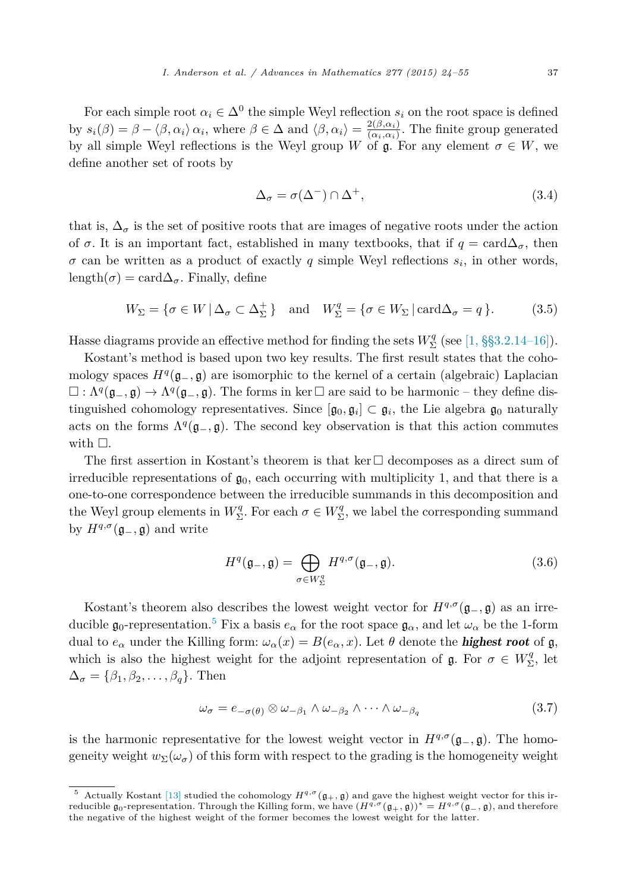For each simple root $\alpha_i \in \Delta^0$ the simple Weyl reflection $s_i$ on the root space is defined by $s_i(\beta) = \beta - \langle \beta, \alpha_i \rangle \, \alpha_i$, where $\beta \in \Delta$ and $\langle \beta, \alpha_i \rangle = \frac{2(\beta,\alpha_i)}{(\alpha_i,\alpha_i)}$. The finite group generated by all simple Weyl reflections is the Weyl group $W$ of $\mathfrak{g}$. For any element $\sigma \in W$, we define another set of roots by

$$\Delta_\sigma = \sigma(\Delta^-) \cap \Delta^+, \tag{3.4}$$

that is, $\Delta_\sigma$ is the set of positive roots that are images of negative roots under the action of $\sigma$. It is an important fact, established in many textbooks, that if $q = \mathrm{card}\Delta_\sigma$, then $\sigma$ can be written as a product of exactly $q$ simple Weyl reflections $s_i$, in other words, $\mathrm{length}(\sigma) = \mathrm{card}\Delta_\sigma$. Finally, define

$$W_\Sigma = \{\sigma \in W \mid \Delta_\sigma \subset \Delta^+_\Sigma\} \quad \text{and} \quad W^q_\Sigma = \{\sigma \in W_\Sigma \mid \mathrm{card}\Delta_\sigma = q\}. \tag{3.5}$$

Hasse diagrams provide an effective method for finding the sets $W^q_\Sigma$ (see [1, §§3.2.14–16]).

Kostant's method is based upon two key results. The first result states that the cohomology spaces $H^q(\mathfrak{g}_-, \mathfrak{g})$ are isomorphic to the kernel of a certain (algebraic) Laplacian $\square : \Lambda^q(\mathfrak{g}_-, \mathfrak{g}) \to \Lambda^q(\mathfrak{g}_-, \mathfrak{g})$. The forms in $\ker \square$ are said to be harmonic – they define distinguished cohomology representatives. Since $[\mathfrak{g}_0, \mathfrak{g}_i] \subset \mathfrak{g}_i$, the Lie algebra $\mathfrak{g}_0$ naturally acts on the forms $\Lambda^q(\mathfrak{g}_-, \mathfrak{g})$. The second key observation is that this action commutes with $\square$.

The first assertion in Kostant's theorem is that $\ker \square$ decomposes as a direct sum of irreducible representations of $\mathfrak{g}_0$, each occurring with multiplicity 1, and that there is a one-to-one correspondence between the irreducible summands in this decomposition and the Weyl group elements in $W^q_\Sigma$. For each $\sigma \in W^q_\Sigma$, we label the corresponding summand by $H^{q,\sigma}(\mathfrak{g}_-, \mathfrak{g})$ and write

$$H^q(\mathfrak{g}_-, \mathfrak{g}) = \bigoplus_{\sigma \in W^q_\Sigma} H^{q,\sigma}(\mathfrak{g}_-, \mathfrak{g}). \tag{3.6}$$

Kostant's theorem also describes the lowest weight vector for $H^{q,\sigma}(\mathfrak{g}_-, \mathfrak{g})$ as an irreducible $\mathfrak{g}_0$-representation.[5] Fix a basis $e_\alpha$ for the root space $\mathfrak{g}_\alpha$, and let $\omega_\alpha$ be the 1-form dual to $e_\alpha$ under the Killing form: $\omega_\alpha(x) = B(e_\alpha, x)$. Let $\theta$ denote the ***highest root*** of $\mathfrak{g}$, which is also the highest weight for the adjoint representation of $\mathfrak{g}$. For $\sigma \in W^q_\Sigma$, let $\Delta_\sigma = \{\beta_1, \beta_2, \dots, \beta_q\}$. Then

$$\omega_\sigma = e_{-\sigma(\theta)} \otimes \omega_{-\beta_1} \wedge \omega_{-\beta_2} \wedge \cdots \wedge \omega_{-\beta_q} \tag{3.7}$$

is the harmonic representative for the lowest weight vector in $H^{q,\sigma}(\mathfrak{g}_-, \mathfrak{g})$. The homogeneity weight $w_\Sigma(\omega_\sigma)$ of this form with respect to the grading is the homogeneity weight

[5] Actually Kostant [13] studied the cohomology $H^{q,\sigma}(\mathfrak{g}_+, \mathfrak{g})$ and gave the highest weight vector for this irreducible $\mathfrak{g}_0$-representation. Through the Killing form, we have $(H^{q,\sigma}(\mathfrak{g}_+, \mathfrak{g}))^* = H^{q,\sigma}(\mathfrak{g}_-, \mathfrak{g})$, and therefore the negative of the highest weight of the former becomes the lowest weight for the latter.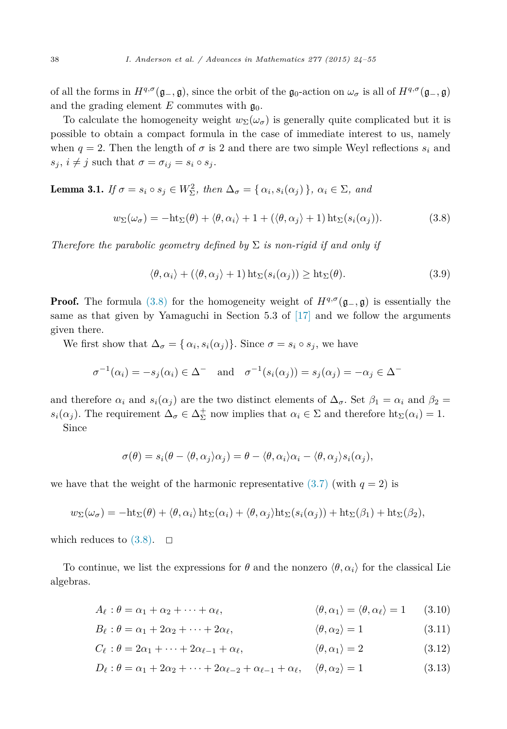of all the forms in $H^{q,\sigma}(\mathfrak{g}_-, \mathfrak{g})$, since the orbit of the $\mathfrak{g}_0$-action on $\omega_\sigma$ is all of $H^{q,\sigma}(\mathfrak{g}_-, \mathfrak{g})$ and the grading element $E$ commutes with $\mathfrak{g}_0$.

To calculate the homogeneity weight $w_\Sigma(\omega_\sigma)$ is generally quite complicated but it is possible to obtain a compact formula in the case of immediate interest to us, namely when $q = 2$. Then the length of $\sigma$ is 2 and there are two simple Weyl reflections $s_i$ and $s_j$, $i \neq j$ such that $\sigma = \sigma_{ij} = s_i \circ s_j$.

**Lemma 3.1.** *If $\sigma = s_i \circ s_j \in W^2_\Sigma$, then $\Delta_\sigma = \{\, \alpha_i, s_i(\alpha_j)\,\}$, $\alpha_i \in \Sigma$, and*

$$w_\Sigma(\omega_\sigma) = -\mathrm{ht}_\Sigma(\theta) + \langle \theta, \alpha_i \rangle + 1 + (\langle \theta, \alpha_j \rangle + 1)\,\mathrm{ht}_\Sigma(s_i(\alpha_j)). \tag{3.8}$$

*Therefore the parabolic geometry defined by $\Sigma$ is non-rigid if and only if*

$$\langle \theta, \alpha_i \rangle + (\langle \theta, \alpha_j \rangle + 1)\,\mathrm{ht}_\Sigma(s_i(\alpha_j)) \geq \mathrm{ht}_\Sigma(\theta). \tag{3.9}$$

**Proof.** The formula (3.8) for the homogeneity weight of $H^{q,\sigma}(\mathfrak{g}_-, \mathfrak{g})$ is essentially the same as that given by Yamaguchi in Section 5.3 of [17] and we follow the arguments given there.

We first show that $\Delta_\sigma = \{\, \alpha_i, s_i(\alpha_j)\}$. Since $\sigma = s_i \circ s_j$, we have

$$\sigma^{-1}(\alpha_i) = -s_j(\alpha_i) \in \Delta^- \quad \text{and} \quad \sigma^{-1}(s_i(\alpha_j)) = s_j(\alpha_j) = -\alpha_j \in \Delta^-$$

and therefore $\alpha_i$ and $s_i(\alpha_j)$ are the two distinct elements of $\Delta_\sigma$. Set $\beta_1 = \alpha_i$ and $\beta_2 = s_i(\alpha_j)$. The requirement $\Delta_\sigma \in \Delta^+_\Sigma$ now implies that $\alpha_i \in \Sigma$ and therefore $\mathrm{ht}_\Sigma(\alpha_i) = 1$.

Since

$$\sigma(\theta) = s_i(\theta - \langle \theta, \alpha_j \rangle \alpha_j) = \theta - \langle \theta, \alpha_i \rangle \alpha_i - \langle \theta, \alpha_j \rangle s_i(\alpha_j),$$

we have that the weight of the harmonic representative (3.7) (with $q = 2$) is

$$w_\Sigma(\omega_\sigma) = -\mathrm{ht}_\Sigma(\theta) + \langle \theta, \alpha_i \rangle\,\mathrm{ht}_\Sigma(\alpha_i) + \langle \theta, \alpha_j \rangle \mathrm{ht}_\Sigma(s_i(\alpha_j)) + \mathrm{ht}_\Sigma(\beta_1) + \mathrm{ht}_\Sigma(\beta_2),$$

which reduces to (3.8). $\square$

To continue, we list the expressions for $\theta$ and the nonzero $\langle \theta, \alpha_i \rangle$ for the classical Lie algebras.

$$A_\ell : \theta = \alpha_1 + \alpha_2 + \cdots + \alpha_\ell, \qquad \langle \theta, \alpha_1 \rangle = \langle \theta, \alpha_\ell \rangle = 1 \tag{3.10}$$

$$B_\ell : \theta = \alpha_1 + 2\alpha_2 + \cdots + 2\alpha_\ell, \qquad \langle \theta, \alpha_2 \rangle = 1 \tag{3.11}$$

$$C_\ell : \theta = 2\alpha_1 + \cdots + 2\alpha_{\ell-1} + \alpha_\ell, \qquad \langle \theta, \alpha_1 \rangle = 2 \tag{3.12}$$

$$D_\ell : \theta = \alpha_1 + 2\alpha_2 + \cdots + 2\alpha_{\ell-2} + \alpha_{\ell-1} + \alpha_\ell, \qquad \langle \theta, \alpha_2 \rangle = 1 \tag{3.13}$$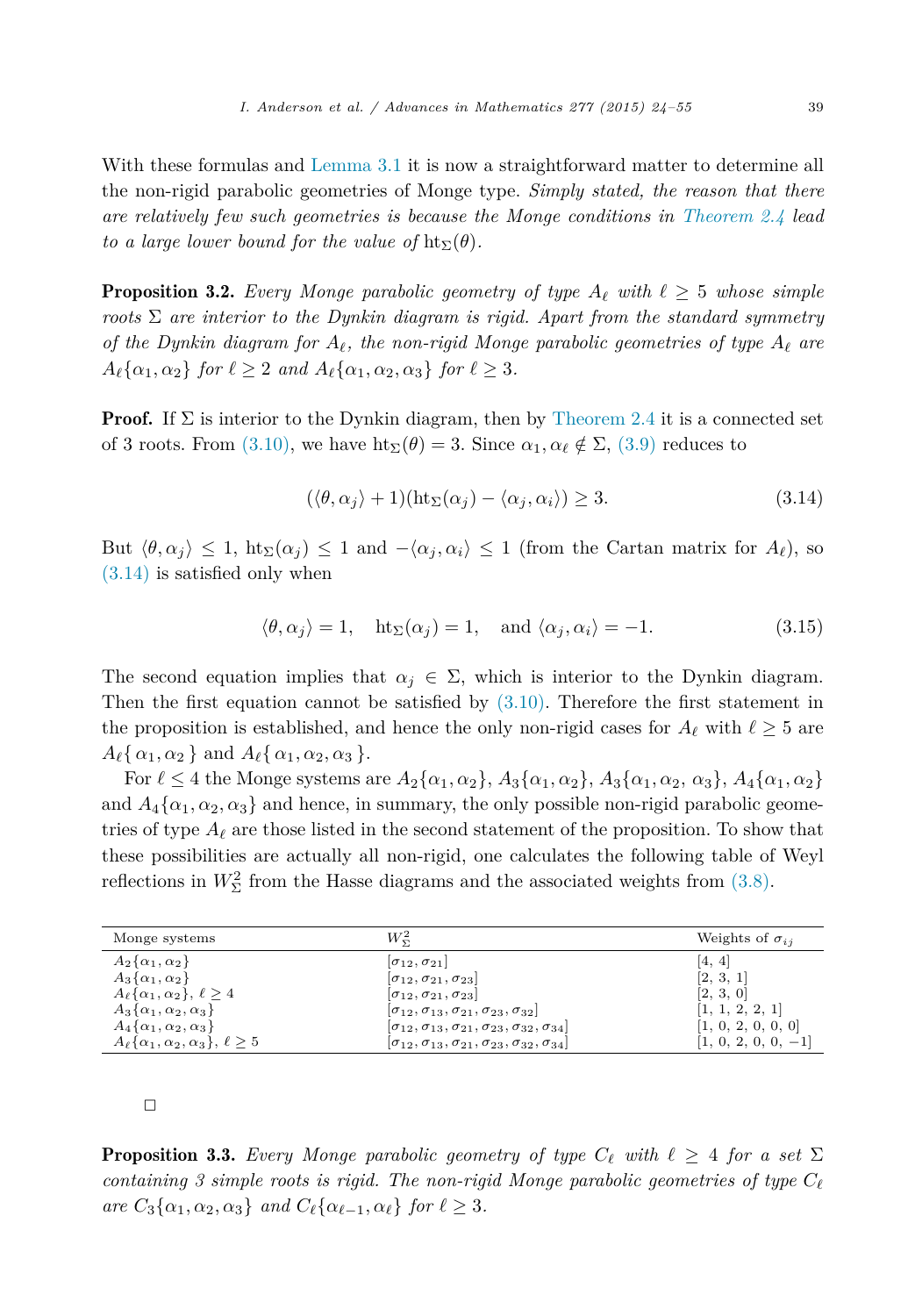With these formulas and Lemma 3.1 it is now a straightforward matter to determine all the non-rigid parabolic geometries of Monge type. *Simply stated, the reason that there are relatively few such geometries is because the Monge conditions in Theorem 2.4 lead to a large lower bound for the value of* $\mathrm{ht}_\Sigma(\theta)$.

**Proposition 3.2.** *Every Monge parabolic geometry of type* $A_\ell$ *with* $\ell \geq 5$ *whose simple roots* $\Sigma$ *are interior to the Dynkin diagram is rigid. Apart from the standard symmetry of the Dynkin diagram for* $A_\ell$*, the non-rigid Monge parabolic geometries of type* $A_\ell$ *are* $A_\ell\{\alpha_1, \alpha_2\}$ *for* $\ell \geq 2$ *and* $A_\ell\{\alpha_1, \alpha_2, \alpha_3\}$ *for* $\ell \geq 3$.

**Proof.** If $\Sigma$ is interior to the Dynkin diagram, then by Theorem 2.4 it is a connected set of 3 roots. From (3.10), we have $\mathrm{ht}_\Sigma(\theta) = 3$. Since $\alpha_1, \alpha_\ell \notin \Sigma$, (3.9) reduces to

$$(\langle \theta, \alpha_j \rangle + 1)(\mathrm{ht}_\Sigma(\alpha_j) - \langle \alpha_j, \alpha_i \rangle) \geq 3. \tag{3.14}$$

But $\langle \theta, \alpha_j \rangle \leq 1$, $\mathrm{ht}_\Sigma(\alpha_j) \leq 1$ and $-\langle \alpha_j, \alpha_i \rangle \leq 1$ (from the Cartan matrix for $A_\ell$), so (3.14) is satisfied only when

$$\langle \theta, \alpha_j \rangle = 1, \quad \mathrm{ht}_\Sigma(\alpha_j) = 1, \quad \text{and } \langle \alpha_j, \alpha_i \rangle = -1. \tag{3.15}$$

The second equation implies that $\alpha_j \in \Sigma$, which is interior to the Dynkin diagram. Then the first equation cannot be satisfied by (3.10). Therefore the first statement in the proposition is established, and hence the only non-rigid cases for $A_\ell$ with $\ell \geq 5$ are $A_\ell\{\alpha_1, \alpha_2\}$ and $A_\ell\{\alpha_1, \alpha_2, \alpha_3\}$.

For $\ell \leq 4$ the Monge systems are $A_2\{\alpha_1, \alpha_2\}$, $A_3\{\alpha_1, \alpha_2\}$, $A_3\{\alpha_1, \alpha_2, \alpha_3\}$, $A_4\{\alpha_1, \alpha_2\}$ and $A_4\{\alpha_1, \alpha_2, \alpha_3\}$ and hence, in summary, the only possible non-rigid parabolic geometries of type $A_\ell$ are those listed in the second statement of the proposition. To show that these possibilities are actually all non-rigid, one calculates the following table of Weyl reflections in $W^2_\Sigma$ from the Hasse diagrams and the associated weights from (3.8).

| Monge systems | $W^2_\Sigma$ | Weights of $\sigma_{ij}$ |
|---|---|---|
| $A_2\{\alpha_1, \alpha_2\}$ | $[\sigma_{12}, \sigma_{21}]$ | [4, 4] |
| $A_3\{\alpha_1, \alpha_2\}$ | $[\sigma_{12}, \sigma_{21}, \sigma_{23}]$ | [2, 3, 1] |
| $A_\ell\{\alpha_1, \alpha_2\}$, $\ell \geq 4$ | $[\sigma_{12}, \sigma_{21}, \sigma_{23}]$ | [2, 3, 0] |
| $A_3\{\alpha_1, \alpha_2, \alpha_3\}$ | $[\sigma_{12}, \sigma_{13}, \sigma_{21}, \sigma_{23}, \sigma_{32}]$ | [1, 1, 2, 2, 1] |
| $A_4\{\alpha_1, \alpha_2, \alpha_3\}$ | $[\sigma_{12}, \sigma_{13}, \sigma_{21}, \sigma_{23}, \sigma_{32}, \sigma_{34}]$ | [1, 0, 2, 0, 0, 0] |
| $A_\ell\{\alpha_1, \alpha_2, \alpha_3\}$, $\ell \geq 5$ | $[\sigma_{12}, \sigma_{13}, \sigma_{21}, \sigma_{23}, \sigma_{32}, \sigma_{34}]$ | [1, 0, 2, 0, 0, −1] |

□

**Proposition 3.3.** *Every Monge parabolic geometry of type* $C_\ell$ *with* $\ell \geq 4$ *for a set* $\Sigma$ *containing 3 simple roots is rigid. The non-rigid Monge parabolic geometries of type* $C_\ell$ *are* $C_3\{\alpha_1, \alpha_2, \alpha_3\}$ *and* $C_\ell\{\alpha_{\ell-1}, \alpha_\ell\}$ *for* $\ell \geq 3$.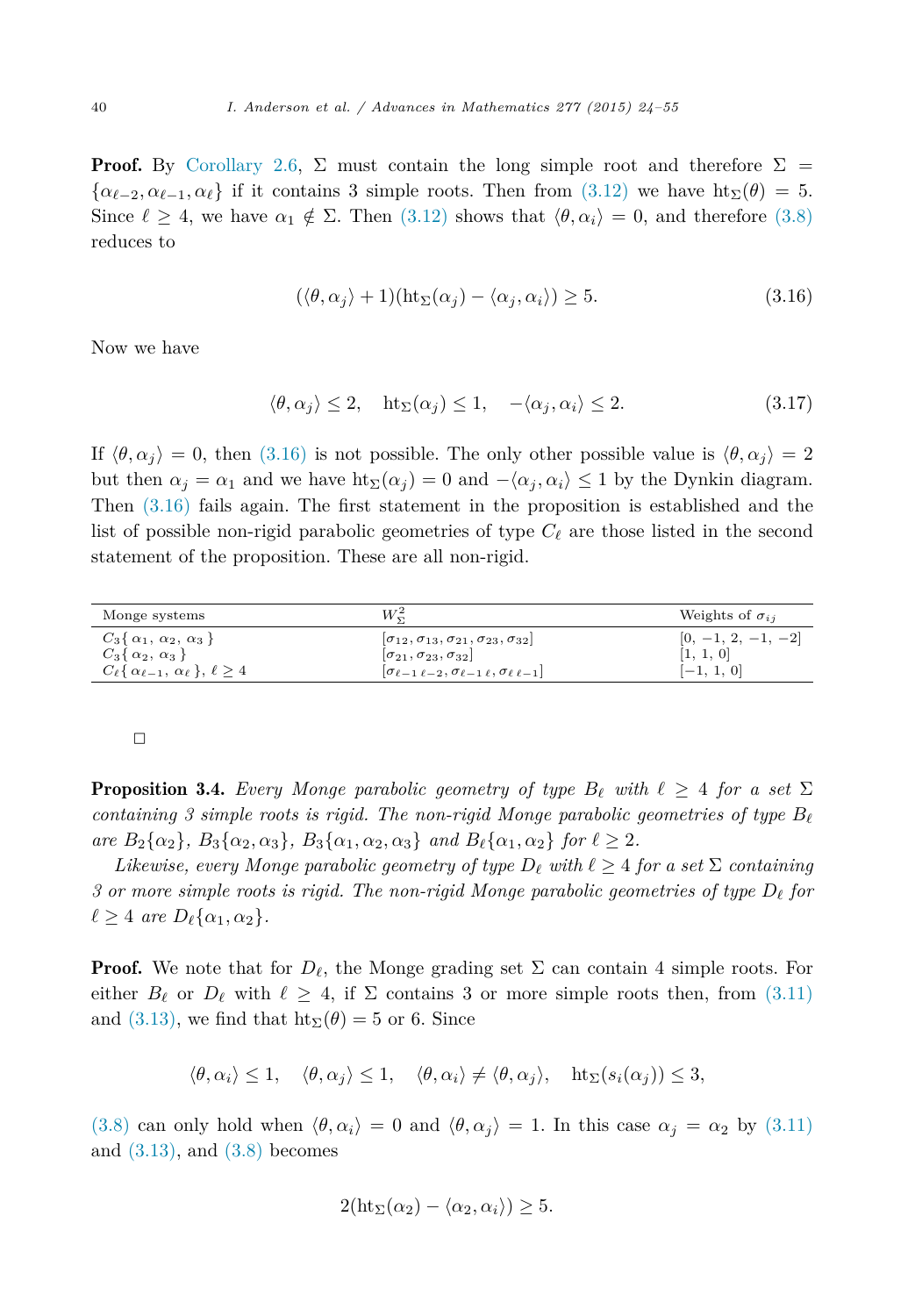**Proof.** By Corollary 2.6, $\Sigma$ must contain the long simple root and therefore $\Sigma = \{\alpha_{\ell-2}, \alpha_{\ell-1}, \alpha_\ell\}$ if it contains 3 simple roots. Then from (3.12) we have $\mathrm{ht}_\Sigma(\theta) = 5$. Since $\ell \geq 4$, we have $\alpha_1 \notin \Sigma$. Then (3.12) shows that $\langle \theta, \alpha_i \rangle = 0$, and therefore (3.8) reduces to

$$(\langle \theta, \alpha_j \rangle + 1)(\mathrm{ht}_\Sigma(\alpha_j) - \langle \alpha_j, \alpha_i \rangle) \geq 5. \tag{3.16}$$

Now we have

$$\langle \theta, \alpha_j \rangle \leq 2, \quad \mathrm{ht}_\Sigma(\alpha_j) \leq 1, \quad -\langle \alpha_j, \alpha_i \rangle \leq 2. \tag{3.17}$$

If $\langle \theta, \alpha_j \rangle = 0$, then (3.16) is not possible. The only other possible value is $\langle \theta, \alpha_j \rangle = 2$ but then $\alpha_j = \alpha_1$ and we have $\mathrm{ht}_\Sigma(\alpha_j) = 0$ and $-\langle \alpha_j, \alpha_i \rangle \leq 1$ by the Dynkin diagram. Then (3.16) fails again. The first statement in the proposition is established and the list of possible non-rigid parabolic geometries of type $C_\ell$ are those listed in the second statement of the proposition. These are all non-rigid.

| Monge systems | $W^2_\Sigma$ | Weights of $\sigma_{ij}$ |
|---|---|---|
| $C_3\{\,\alpha_1,\,\alpha_2,\,\alpha_3\,\}$ | $[\sigma_{12}, \sigma_{13}, \sigma_{21}, \sigma_{23}, \sigma_{32}]$ | $[0,\,-1,\,2,\,-1,\,-2]$ |
| $C_3\{\,\alpha_2,\,\alpha_3\,\}$ | $[\sigma_{21}, \sigma_{23}, \sigma_{32}]$ | $[1,\,1,\,0]$ |
| $C_\ell\{\,\alpha_{\ell-1},\,\alpha_\ell\,\}$, $\ell \geq 4$ | $[\sigma_{\ell-1\,\ell-2}, \sigma_{\ell-1\,\ell}, \sigma_{\ell\,\ell-1}]$ | $[-1,\,1,\,0]$ |

□

**Proposition 3.4.** *Every Monge parabolic geometry of type $B_\ell$ with $\ell \geq 4$ for a set $\Sigma$ containing 3 simple roots is rigid. The non-rigid Monge parabolic geometries of type $B_\ell$ are $B_2\{\alpha_2\}$, $B_3\{\alpha_2, \alpha_3\}$, $B_3\{\alpha_1, \alpha_2, \alpha_3\}$ and $B_\ell\{\alpha_1, \alpha_2\}$ for $\ell \geq 2$.*

*Likewise, every Monge parabolic geometry of type $D_\ell$ with $\ell \geq 4$ for a set $\Sigma$ containing 3 or more simple roots is rigid. The non-rigid Monge parabolic geometries of type $D_\ell$ for $\ell \geq 4$ are $D_\ell\{\alpha_1, \alpha_2\}$.*

**Proof.** We note that for $D_\ell$, the Monge grading set $\Sigma$ can contain 4 simple roots. For either $B_\ell$ or $D_\ell$ with $\ell \geq 4$, if $\Sigma$ contains 3 or more simple roots then, from (3.11) and (3.13), we find that $\mathrm{ht}_\Sigma(\theta) = 5$ or 6. Since

$$\langle \theta, \alpha_i \rangle \leq 1, \quad \langle \theta, \alpha_j \rangle \leq 1, \quad \langle \theta, \alpha_i \rangle \neq \langle \theta, \alpha_j \rangle, \quad \mathrm{ht}_\Sigma(s_i(\alpha_j)) \leq 3,$$

(3.8) can only hold when $\langle \theta, \alpha_i \rangle = 0$ and $\langle \theta, \alpha_j \rangle = 1$. In this case $\alpha_j = \alpha_2$ by (3.11) and (3.13), and (3.8) becomes

$$2(\mathrm{ht}_\Sigma(\alpha_2) - \langle \alpha_2, \alpha_i \rangle) \geq 5.$$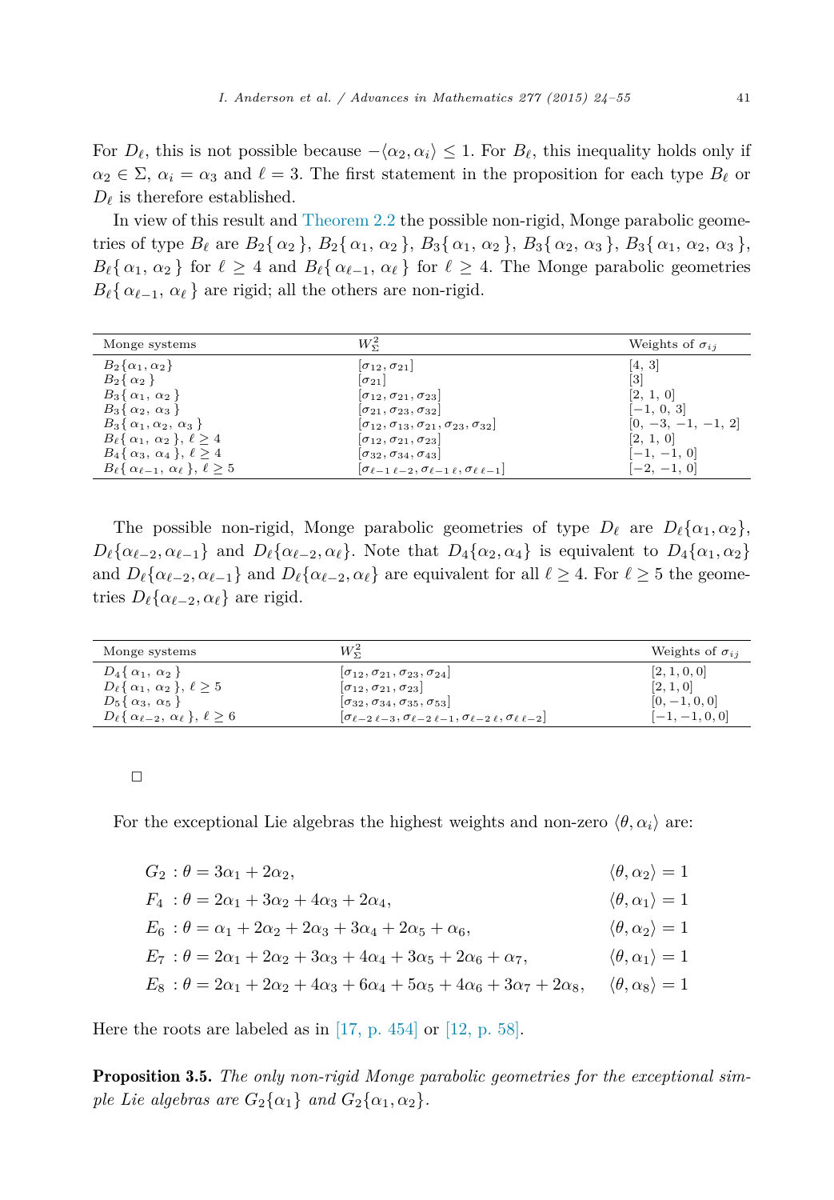For $D_\ell$, this is not possible because $-\langle \alpha_2, \alpha_i \rangle \leq 1$. For $B_\ell$, this inequality holds only if $\alpha_2 \in \Sigma$, $\alpha_i = \alpha_3$ and $\ell = 3$. The first statement in the proposition for each type $B_\ell$ or $D_\ell$ is therefore established.

In view of this result and Theorem 2.2 the possible non-rigid, Monge parabolic geometries of type $B_\ell$ are $B_2\{\alpha_2\}$, $B_2\{\alpha_1, \alpha_2\}$, $B_3\{\alpha_1, \alpha_2\}$, $B_3\{\alpha_2, \alpha_3\}$, $B_3\{\alpha_1, \alpha_2, \alpha_3\}$, $B_\ell\{\alpha_1, \alpha_2\}$ for $\ell \geq 4$ and $B_\ell\{\alpha_{\ell-1}, \alpha_\ell\}$ for $\ell \geq 4$. The Monge parabolic geometries $B_\ell\{\alpha_{\ell-1}, \alpha_\ell\}$ are rigid; all the others are non-rigid.

| Monge systems | $W^2_\Sigma$ | Weights of $\sigma_{ij}$ |
|---|---|---|
| $B_2\{\alpha_1, \alpha_2\}$ | $[\sigma_{12}, \sigma_{21}]$ | [4, 3] |
| $B_2\{\alpha_2\}$ | $[\sigma_{21}]$ | [3] |
| $B_3\{\alpha_1, \alpha_2\}$ | $[\sigma_{12}, \sigma_{21}, \sigma_{23}]$ | [2, 1, 0] |
| $B_3\{\alpha_2, \alpha_3\}$ | $[\sigma_{21}, \sigma_{23}, \sigma_{32}]$ | [−1, 0, 3] |
| $B_3\{\alpha_1, \alpha_2, \alpha_3\}$ | $[\sigma_{12}, \sigma_{13}, \sigma_{21}, \sigma_{23}, \sigma_{32}]$ | [0, −3, −1, −1, 2] |
| $B_\ell\{\alpha_1, \alpha_2\}$, $\ell \geq 4$ | $[\sigma_{12}, \sigma_{21}, \sigma_{23}]$ | [2, 1, 0] |
| $B_4\{\alpha_3, \alpha_4\}$, $\ell \geq 4$ | $[\sigma_{32}, \sigma_{34}, \sigma_{43}]$ | [−1, −1, 0] |
| $B_\ell\{\alpha_{\ell-1}, \alpha_\ell\}$, $\ell \geq 5$ | $[\sigma_{\ell-1\,\ell-2}, \sigma_{\ell-1\,\ell}, \sigma_{\ell\,\ell-1}]$ | [−2, −1, 0] |

The possible non-rigid, Monge parabolic geometries of type $D_\ell$ are $D_\ell\{\alpha_1, \alpha_2\}$, $D_\ell\{\alpha_{\ell-2}, \alpha_{\ell-1}\}$ and $D_\ell\{\alpha_{\ell-2}, \alpha_\ell\}$. Note that $D_4\{\alpha_2, \alpha_4\}$ is equivalent to $D_4\{\alpha_1, \alpha_2\}$ and $D_\ell\{\alpha_{\ell-2}, \alpha_{\ell-1}\}$ and $D_\ell\{\alpha_{\ell-2}, \alpha_\ell\}$ are equivalent for all $\ell \geq 4$. For $\ell \geq 5$ the geometries $D_\ell\{\alpha_{\ell-2}, \alpha_\ell\}$ are rigid.

| Monge systems | $W^2_\Sigma$ | Weights of $\sigma_{ij}$ |
|---|---|---|
| $D_4\{\alpha_1, \alpha_2\}$ | $[\sigma_{12}, \sigma_{21}, \sigma_{23}, \sigma_{24}]$ | [2, 1, 0, 0] |
| $D_\ell\{\alpha_1, \alpha_2\}$, $\ell \geq 5$ | $[\sigma_{12}, \sigma_{21}, \sigma_{23}]$ | [2, 1, 0] |
| $D_5\{\alpha_3, \alpha_5\}$ | $[\sigma_{32}, \sigma_{34}, \sigma_{35}, \sigma_{53}]$ | [0, −1, 0, 0] |
| $D_\ell\{\alpha_{\ell-2}, \alpha_\ell\}$, $\ell \geq 6$ | $[\sigma_{\ell-2\,\ell-3}, \sigma_{\ell-2\,\ell-1}, \sigma_{\ell-2\,\ell}, \sigma_{\ell\,\ell-2}]$ | [−1, −1, 0, 0] |

□

For the exceptional Lie algebras the highest weights and non-zero $\langle \theta, \alpha_i \rangle$ are:

$$G_2 : \theta = 3\alpha_1 + 2\alpha_2, \qquad \langle \theta, \alpha_2 \rangle = 1$$

$$F_4 : \theta = 2\alpha_1 + 3\alpha_2 + 4\alpha_3 + 2\alpha_4, \qquad \langle \theta, \alpha_1 \rangle = 1$$

$$E_6 : \theta = \alpha_1 + 2\alpha_2 + 2\alpha_3 + 3\alpha_4 + 2\alpha_5 + \alpha_6, \qquad \langle \theta, \alpha_2 \rangle = 1$$

$$E_7 : \theta = 2\alpha_1 + 2\alpha_2 + 3\alpha_3 + 4\alpha_4 + 3\alpha_5 + 2\alpha_6 + \alpha_7, \qquad \langle \theta, \alpha_1 \rangle = 1$$

$$E_8 : \theta = 2\alpha_1 + 2\alpha_2 + 4\alpha_3 + 6\alpha_4 + 5\alpha_5 + 4\alpha_6 + 3\alpha_7 + 2\alpha_8, \qquad \langle \theta, \alpha_8 \rangle = 1$$

Here the roots are labeled as in [17, p. 454] or [12, p. 58].

**Proposition 3.5.** *The only non-rigid Monge parabolic geometries for the exceptional simple Lie algebras are $G_2\{\alpha_1\}$ and $G_2\{\alpha_1, \alpha_2\}$.*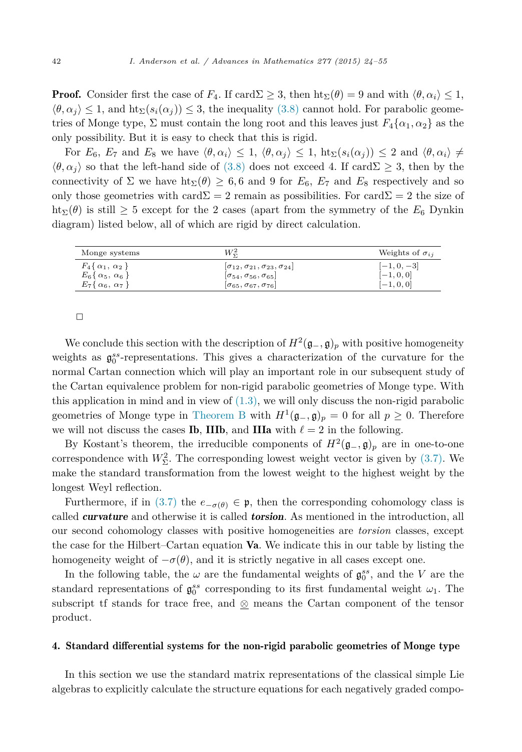**Proof.** Consider first the case of $F_4$. If $\mathrm{card}\Sigma \geq 3$, then $\mathrm{ht}_\Sigma(\theta) = 9$ and with $\langle \theta, \alpha_i \rangle \leq 1$, $\langle \theta, \alpha_j \rangle \leq 1$, and $\mathrm{ht}_\Sigma(s_i(\alpha_j)) \leq 3$, the inequality (3.8) cannot hold. For parabolic geometries of Monge type, $\Sigma$ must contain the long root and this leaves just $F_4\{\alpha_1, \alpha_2\}$ as the only possibility. But it is easy to check that this is rigid.

For $E_6$, $E_7$ and $E_8$ we have $\langle \theta, \alpha_i \rangle \leq 1$, $\langle \theta, \alpha_j \rangle \leq 1$, $\mathrm{ht}_\Sigma(s_i(\alpha_j)) \leq 2$ and $\langle \theta, \alpha_i \rangle \neq \langle \theta, \alpha_j \rangle$ so that the left-hand side of (3.8) does not exceed 4. If $\mathrm{card}\Sigma \geq 3$, then by the connectivity of $\Sigma$ we have $\mathrm{ht}_\Sigma(\theta) \geq 6, 6$ and 9 for $E_6$, $E_7$ and $E_8$ respectively and so only those geometries with $\mathrm{card}\Sigma = 2$ remain as possibilities. For $\mathrm{card}\Sigma = 2$ the size of $\mathrm{ht}_\Sigma(\theta)$ is still $\geq 5$ except for the 2 cases (apart from the symmetry of the $E_6$ Dynkin diagram) listed below, all of which are rigid by direct calculation.

| Monge systems | $W^2_\Sigma$ | Weights of $\sigma_{ij}$ |
|---|---|---|
| $F_4\{\alpha_1, \alpha_2\}$ | $[\sigma_{12}, \sigma_{21}, \sigma_{23}, \sigma_{24}]$ | $[-1, 0, -3]$ |
| $E_6\{\alpha_5, \alpha_6\}$ | $[\sigma_{54}, \sigma_{56}, \sigma_{65}]$ | $[-1, 0, 0]$ |
| $E_7\{\alpha_6, \alpha_7\}$ | $[\sigma_{65}, \sigma_{67}, \sigma_{76}]$ | $[-1, 0, 0]$ |

□

We conclude this section with the description of $H^2(\mathfrak{g}_-, \mathfrak{g})_p$ with positive homogeneity weights as $\mathfrak{g}_0^{ss}$-representations. This gives a characterization of the curvature for the normal Cartan connection which will play an important role in our subsequent study of the Cartan equivalence problem for non-rigid parabolic geometries of Monge type. With this application in mind and in view of (1.3), we will only discuss the non-rigid parabolic geometries of Monge type in Theorem B with $H^1(\mathfrak{g}_-, \mathfrak{g})_p = 0$ for all $p \geq 0$. Therefore we will not discuss the cases **Ib**, **IIIb**, and **IIIa** with $\ell = 2$ in the following.

By Kostant's theorem, the irreducible components of $H^2(\mathfrak{g}_-, \mathfrak{g})_p$ are in one-to-one correspondence with $W^2_\Sigma$. The corresponding lowest weight vector is given by (3.7). We make the standard transformation from the lowest weight to the highest weight by the longest Weyl reflection.

Furthermore, if in (3.7) the $e_{-\sigma(\theta)} \in \mathfrak{p}$, then the corresponding cohomology class is called ***curvature*** and otherwise it is called ***torsion***. As mentioned in the introduction, all our second cohomology classes with positive homogeneities are *torsion* classes, except the case for the Hilbert–Cartan equation **Va**. We indicate this in our table by listing the homogeneity weight of $-\sigma(\theta)$, and it is strictly negative in all cases except one.

In the following table, the $\omega$ are the fundamental weights of $\mathfrak{g}_0^{ss}$, and the $V$ are the standard representations of $\mathfrak{g}_0^{ss}$ corresponding to its first fundamental weight $\omega_1$. The subscript tf stands for trace free, and $\underline{\otimes}$ means the Cartan component of the tensor product.

## 4. Standard differential systems for the non-rigid parabolic geometries of Monge type

In this section we use the standard matrix representations of the classical simple Lie algebras to explicitly calculate the structure equations for each negatively graded compo-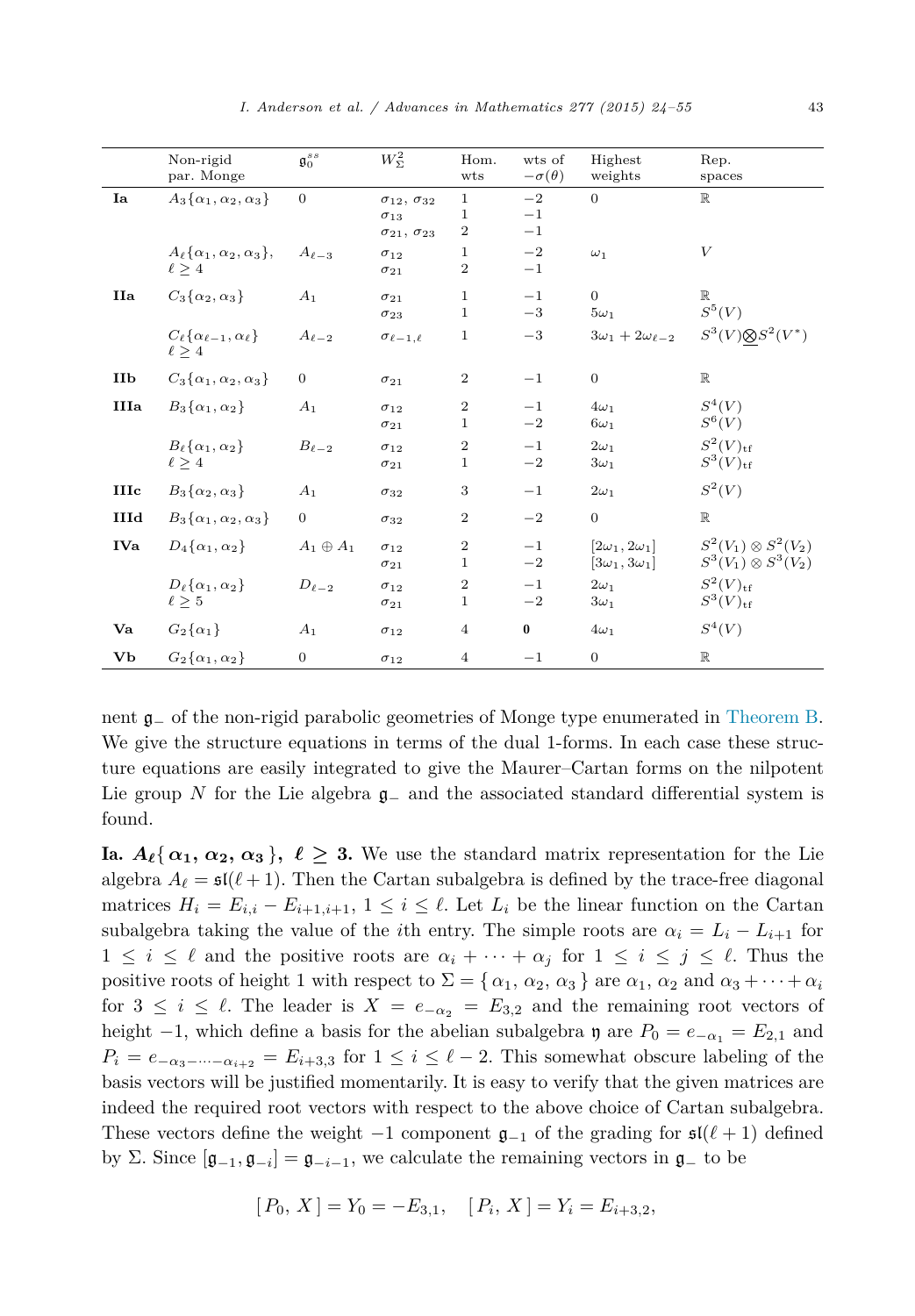|  | Non-rigid par. Monge | $\mathfrak{g}_0^{ss}$ | $W_\Sigma^2$ | Hom. wts | wts of $-\sigma(\theta)$ | Highest weights | Rep. spaces |
|---|---|---|---|---|---|---|---|
| **Ia** | $A_3\{\alpha_1, \alpha_2, \alpha_3\}$ | $0$ | $\sigma_{12}$, $\sigma_{32}$ | 1 | $-2$ | $0$ | $\mathbb{R}$ |
|  |  |  | $\sigma_{13}$ | 1 | $-1$ |  |  |
|  |  |  | $\sigma_{21}$, $\sigma_{23}$ | 2 | $-1$ |  |  |
|  | $A_\ell\{\alpha_1, \alpha_2, \alpha_3\}$, $\ell \geq 4$ | $A_{\ell-3}$ | $\sigma_{12}$ | 1 | $-2$ | $\omega_1$ | $V$ |
|  |  |  | $\sigma_{21}$ | 2 | $-1$ |  |  |
| **IIa** | $C_3\{\alpha_2, \alpha_3\}$ | $A_1$ | $\sigma_{21}$ | 1 | $-1$ | $0$ | $\mathbb{R}$ |
|  |  |  | $\sigma_{23}$ | 1 | $-3$ | $5\omega_1$ | $S^5(V)$ |
|  | $C_\ell\{\alpha_{\ell-1}, \alpha_\ell\}$ $\ell \geq 4$ | $A_{\ell-2}$ | $\sigma_{\ell-1,\ell}$ | 1 | $-3$ | $3\omega_1 + 2\omega_{\ell-2}$ | $S^3(V)\underline{\otimes}S^2(V^*)$ |
| **IIb** | $C_3\{\alpha_1, \alpha_2, \alpha_3\}$ | $0$ | $\sigma_{21}$ | 2 | $-1$ | $0$ | $\mathbb{R}$ |
| **IIIa** | $B_3\{\alpha_1, \alpha_2\}$ | $A_1$ | $\sigma_{12}$ | 2 | $-1$ | $4\omega_1$ | $S^4(V)$ |
|  |  |  | $\sigma_{21}$ | 1 | $-2$ | $6\omega_1$ | $S^6(V)$ |
|  | $B_\ell\{\alpha_1, \alpha_2\}$ $\ell \geq 4$ | $B_{\ell-2}$ | $\sigma_{12}$ | 2 | $-1$ | $2\omega_1$ | $S^2(V)_{\text{tf}}$ |
|  |  |  | $\sigma_{21}$ | 1 | $-2$ | $3\omega_1$ | $S^3(V)_{\text{tf}}$ |
| **IIIc** | $B_3\{\alpha_2, \alpha_3\}$ | $A_1$ | $\sigma_{32}$ | 3 | $-1$ | $2\omega_1$ | $S^2(V)$ |
| **IIId** | $B_3\{\alpha_1, \alpha_2, \alpha_3\}$ | $0$ | $\sigma_{32}$ | 2 | $-2$ | $0$ | $\mathbb{R}$ |
| **IVa** | $D_4\{\alpha_1, \alpha_2\}$ | $A_1 \oplus A_1$ | $\sigma_{12}$ | 2 | $-1$ | $[2\omega_1, 2\omega_1]$ | $S^2(V_1) \otimes S^2(V_2)$ |
|  |  |  | $\sigma_{21}$ | 1 | $-2$ | $[3\omega_1, 3\omega_1]$ | $S^3(V_1) \otimes S^3(V_2)$ |
|  | $D_\ell\{\alpha_1, \alpha_2\}$ $\ell \geq 5$ | $D_{\ell-2}$ | $\sigma_{12}$ | 2 | $-1$ | $2\omega_1$ | $S^2(V)_{\text{tf}}$ |
|  |  |  | $\sigma_{21}$ | 1 | $-2$ | $3\omega_1$ | $S^3(V)_{\text{tf}}$ |
| **Va** | $G_2\{\alpha_1\}$ | $A_1$ | $\sigma_{12}$ | 4 | $\mathbf{0}$ | $4\omega_1$ | $S^4(V)$ |
| **Vb** | $G_2\{\alpha_1, \alpha_2\}$ | $0$ | $\sigma_{12}$ | 4 | $-1$ | $0$ | $\mathbb{R}$ |

nent $\mathfrak{g}_-$ of the non-rigid parabolic geometries of Monge type enumerated in Theorem B. We give the structure equations in terms of the dual 1-forms. In each case these structure equations are easily integrated to give the Maurer–Cartan forms on the nilpotent Lie group $N$ for the Lie algebra $\mathfrak{g}_-$ and the associated standard differential system is found.

**Ia. $A_\ell\{\alpha_1, \alpha_2, \alpha_3\}$, $\ell \geq 3$.** We use the standard matrix representation for the Lie algebra $A_\ell = \mathfrak{sl}(\ell+1)$. Then the Cartan subalgebra is defined by the trace-free diagonal matrices $H_i = E_{i,i} - E_{i+1,i+1}$, $1 \leq i \leq \ell$. Let $L_i$ be the linear function on the Cartan subalgebra taking the value of the $i$th entry. The simple roots are $\alpha_i = L_i - L_{i+1}$ for $1 \leq i \leq \ell$ and the positive roots are $\alpha_i + \cdots + \alpha_j$ for $1 \leq i \leq j \leq \ell$. Thus the positive roots of height 1 with respect to $\Sigma = \{\alpha_1, \alpha_2, \alpha_3\}$ are $\alpha_1$, $\alpha_2$ and $\alpha_3 + \cdots + \alpha_i$ for $3 \leq i \leq \ell$. The leader is $X = e_{-\alpha_2} = E_{3,2}$ and the remaining root vectors of height $-1$, which define a basis for the abelian subalgebra $\mathfrak{y}$ are $P_0 = e_{-\alpha_1} = E_{2,1}$ and $P_i = e_{-\alpha_3-\cdots-\alpha_{i+2}} = E_{i+3,3}$ for $1 \leq i \leq \ell-2$. This somewhat obscure labeling of the basis vectors will be justified momentarily. It is easy to verify that the given matrices are indeed the required root vectors with respect to the above choice of Cartan subalgebra. These vectors define the weight $-1$ component $\mathfrak{g}_{-1}$ of the grading for $\mathfrak{sl}(\ell+1)$ defined by $\Sigma$. Since $[\mathfrak{g}_{-1}, \mathfrak{g}_{-i}] = \mathfrak{g}_{-i-1}$, we calculate the remaining vectors in $\mathfrak{g}_-$ to be

$$[P_0, X] = Y_0 = -E_{3,1}, \quad [P_i, X] = Y_i = E_{i+3,2},$$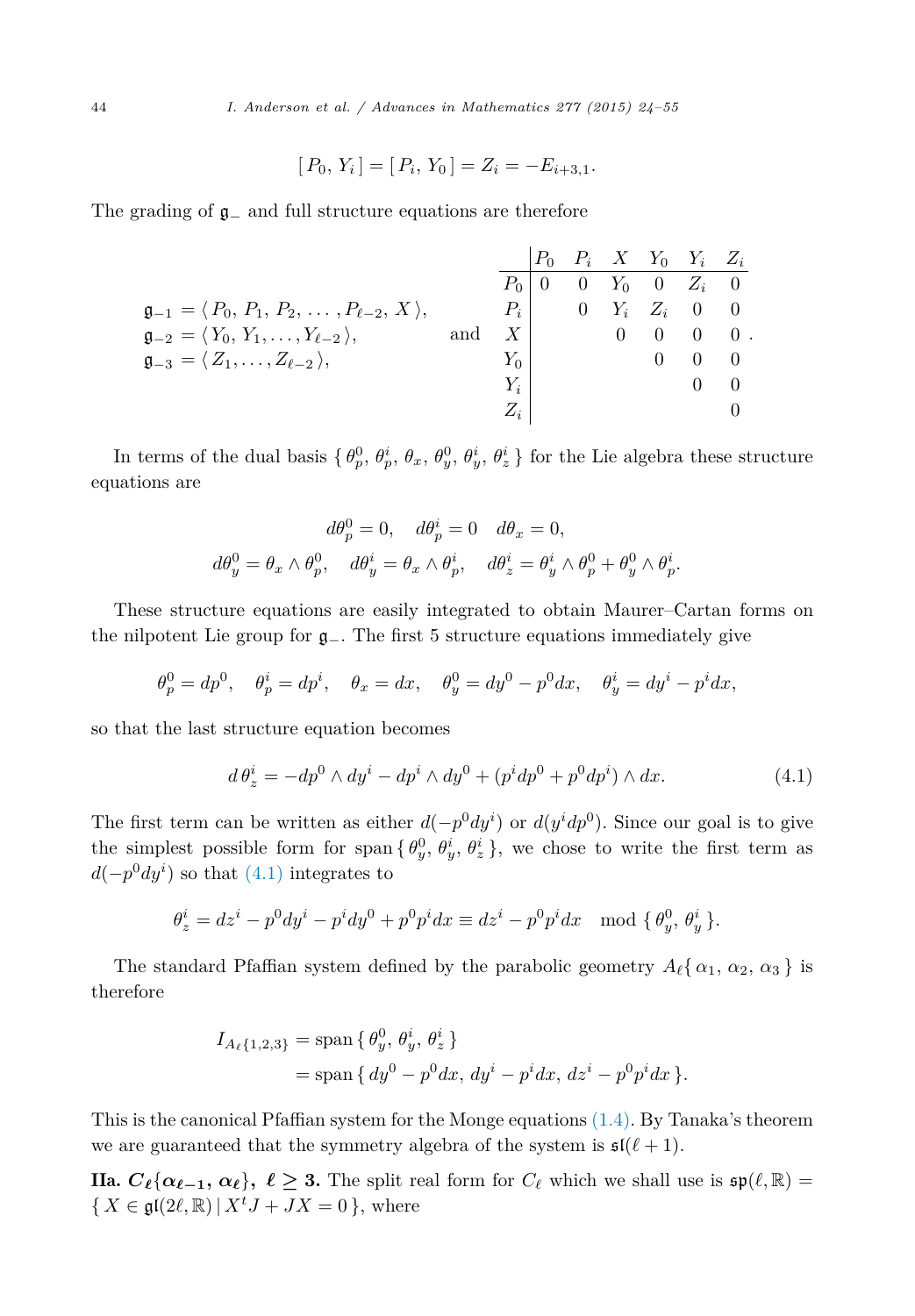$$[P_0, Y_i] = [P_i, Y_0] = Z_i = -E_{i+3,1}.$$

The grading of $\mathfrak{g}_-$ and full structure equations are therefore

$$\begin{aligned}
\mathfrak{g}_{-1} &= \langle P_0, P_1, P_2, \ldots, P_{\ell-2}, X \rangle, \\
\mathfrak{g}_{-2} &= \langle Y_0, Y_1, \ldots, Y_{\ell-2} \rangle, \\
\mathfrak{g}_{-3} &= \langle Z_1, \ldots, Z_{\ell-2} \rangle,
\end{aligned}
\quad \text{and} \quad
\begin{array}{c|cccccc}
 & P_0 & P_i & X & Y_0 & Y_i & Z_i \\
\hline
P_0 & 0 & 0 & Y_0 & 0 & Z_i & 0 \\
P_i & & 0 & Y_i & Z_i & 0 & 0 \\
X & & & 0 & 0 & 0 & 0 \\
Y_0 & & & & 0 & 0 & 0 \\
Y_i & & & & & 0 & 0 \\
Z_i & & & & & & 0
\end{array}.$$

In terms of the dual basis $\{ \theta_p^0, \theta_p^i, \theta_x, \theta_y^0, \theta_y^i, \theta_z^i \}$ for the Lie algebra these structure equations are

$$d\theta_p^0 = 0, \quad d\theta_p^i = 0 \quad d\theta_x = 0,$$
$$d\theta_y^0 = \theta_x \wedge \theta_p^0, \quad d\theta_y^i = \theta_x \wedge \theta_p^i, \quad d\theta_z^i = \theta_y^i \wedge \theta_p^0 + \theta_y^0 \wedge \theta_p^i.$$

These structure equations are easily integrated to obtain Maurer–Cartan forms on the nilpotent Lie group for $\mathfrak{g}_-$. The first 5 structure equations immediately give

$$\theta_p^0 = dp^0, \quad \theta_p^i = dp^i, \quad \theta_x = dx, \quad \theta_y^0 = dy^0 - p^0 dx, \quad \theta_y^i = dy^i - p^i dx,$$

so that the last structure equation becomes

$$d\,\theta_z^i = -dp^0 \wedge dy^i - dp^i \wedge dy^0 + (p^i dp^0 + p^0 dp^i) \wedge dx. \tag{4.1}$$

The first term can be written as either $d(-p^0 dy^i)$ or $d(y^i dp^0)$. Since our goal is to give the simplest possible form for $\operatorname{span}\{ \theta_y^0, \theta_y^i, \theta_z^i \}$, we chose to write the first term as $d(-p^0 dy^i)$ so that (4.1) integrates to

$$\theta_z^i = dz^i - p^0 dy^i - p^i dy^0 + p^0 p^i dx \equiv dz^i - p^0 p^i dx \mod \{ \theta_y^0, \theta_y^i \}.$$

The standard Pfaffian system defined by the parabolic geometry $A_\ell\{ \alpha_1, \alpha_2, \alpha_3 \}$ is therefore

$$\begin{aligned}
I_{A_\ell\{1,2,3\}} &= \operatorname{span}\{ \theta_y^0, \theta_y^i, \theta_z^i \} \\
&= \operatorname{span}\{ dy^0 - p^0 dx,\, dy^i - p^i dx,\, dz^i - p^0 p^i dx \}.
\end{aligned}$$

This is the canonical Pfaffian system for the Monge equations (1.4). By Tanaka's theorem we are guaranteed that the symmetry algebra of the system is $\mathfrak{sl}(\ell + 1)$.

**IIa. $C_\ell\{\alpha_{\ell-1}, \alpha_\ell\}$, $\ell \geq 3$.** The split real form for $C_\ell$ which we shall use is $\mathfrak{sp}(\ell, \mathbb{R}) = \{ X \in \mathfrak{gl}(2\ell, \mathbb{R}) \mid X^t J + JX = 0 \}$, where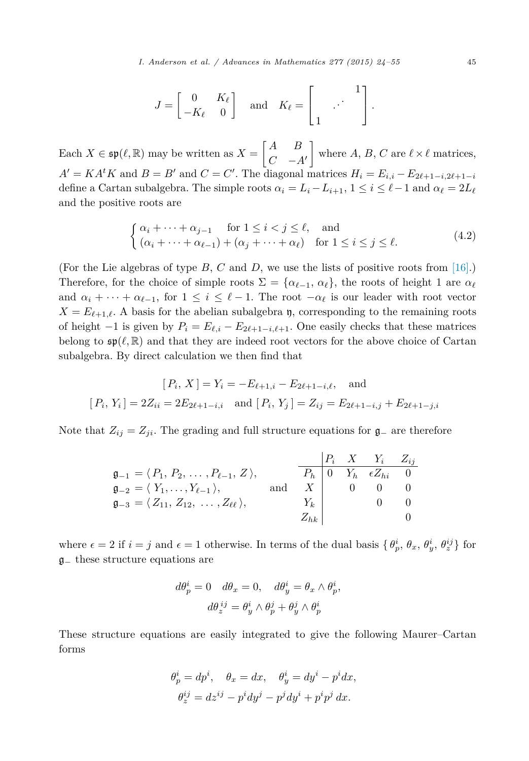$$J = \begin{bmatrix} 0 & K_\ell \\ -K_\ell & 0 \end{bmatrix} \quad \text{and} \quad K_\ell = \begin{bmatrix} & & 1 \\ & \cdot^{\cdot^{\cdot}} & \\ 1 & & \end{bmatrix}.$$

Each $X \in \mathfrak{sp}(\ell, \mathbb{R})$ may be written as $X = \begin{bmatrix} A & B \\ C & -A' \end{bmatrix}$ where $A$, $B$, $C$ are $\ell \times \ell$ matrices, $A' = KA^tK$ and $B = B'$ and $C = C'$. The diagonal matrices $H_i = E_{i,i} - E_{2\ell+1-i,2\ell+1-i}$ define a Cartan subalgebra. The simple roots $\alpha_i = L_i - L_{i+1}$, $1 \le i \le \ell - 1$ and $\alpha_\ell = 2L_\ell$ and the positive roots are

$$\begin{cases} \alpha_i + \cdots + \alpha_{j-1} & \text{for } 1 \le i < j \le \ell, \quad \text{and} \\ (\alpha_i + \cdots + \alpha_{\ell-1}) + (\alpha_j + \cdots + \alpha_\ell) & \text{for } 1 \le i \le j \le \ell. \end{cases} \tag{4.2}$$

(For the Lie algebras of type $B$, $C$ and $D$, we use the lists of positive roots from [16].) Therefore, for the choice of simple roots $\Sigma = \{\alpha_{\ell-1}, \alpha_\ell\}$, the roots of height 1 are $\alpha_\ell$ and $\alpha_i + \cdots + \alpha_{\ell-1}$, for $1 \le i \le \ell - 1$. The root $-\alpha_\ell$ is our leader with root vector $X = E_{\ell+1,\ell}$. A basis for the abelian subalgebra $\mathfrak{y}$, corresponding to the remaining roots of height $-1$ is given by $P_i = E_{\ell,i} - E_{2\ell+1-i,\ell+1}$. One easily checks that these matrices belong to $\mathfrak{sp}(\ell, \mathbb{R})$ and that they are indeed root vectors for the above choice of Cartan subalgebra. By direct calculation we then find that

$$[\, P_i,\, X\,] = Y_i = -E_{\ell+1,i} - E_{2\ell+1-i,\ell}, \quad \text{and}$$
$$[\, P_i,\, Y_i\,] = 2Z_{ii} = 2E_{2\ell+1-i,i} \quad \text{and } [\, P_i,\, Y_j\,] = Z_{ij} = E_{2\ell+1-i,j} + E_{2\ell+1-j,i}$$

Note that $Z_{ij} = Z_{ji}$. The grading and full structure equations for $\mathfrak{g}_-$ are therefore

$$\begin{aligned} \mathfrak{g}_{-1} &= \langle\, P_1,\, P_2,\, \ldots,\, P_{\ell-1},\, Z\,\rangle, \\ \mathfrak{g}_{-2} &= \langle\, Y_1, \ldots, Y_{\ell-1}\,\rangle, \\ \mathfrak{g}_{-3} &= \langle\, Z_{11},\, Z_{12},\, \ldots,\, Z_{\ell\ell}\,\rangle, \end{aligned} \qquad \text{and}$$

| | $P_i$ | $X$ | $Y_i$ | $Z_{ij}$ |
|---|---|---|---|---|
| $P_h$ | $0$ | $Y_h$ | $\epsilon Z_{hi}$ | $0$ |
| $X$ | | $0$ | $0$ | $0$ |
| $Y_k$ | | | $0$ | $0$ |
| $Z_{hk}$ | | | | $0$ |

where $\epsilon = 2$ if $i = j$ and $\epsilon = 1$ otherwise. In terms of the dual basis $\{\,\theta_p^i,\, \theta_x,\, \theta_y^i,\, \theta_z^{ij}\}$ for $\mathfrak{g}_-$ these structure equations are

$$d\theta_p^i = 0 \quad d\theta_x = 0, \quad d\theta_y^i = \theta_x \wedge \theta_p^i,$$
$$d\theta_z^{ij} = \theta_y^i \wedge \theta_p^j + \theta_y^j \wedge \theta_p^i$$

These structure equations are easily integrated to give the following Maurer–Cartan forms

$$\theta_p^i = dp^i, \quad \theta_x = dx, \quad \theta_y^i = dy^i - p^i dx,$$
$$\theta_z^{ij} = dz^{ij} - p^i dy^j - p^j dy^i + p^i p^j\, dx.$$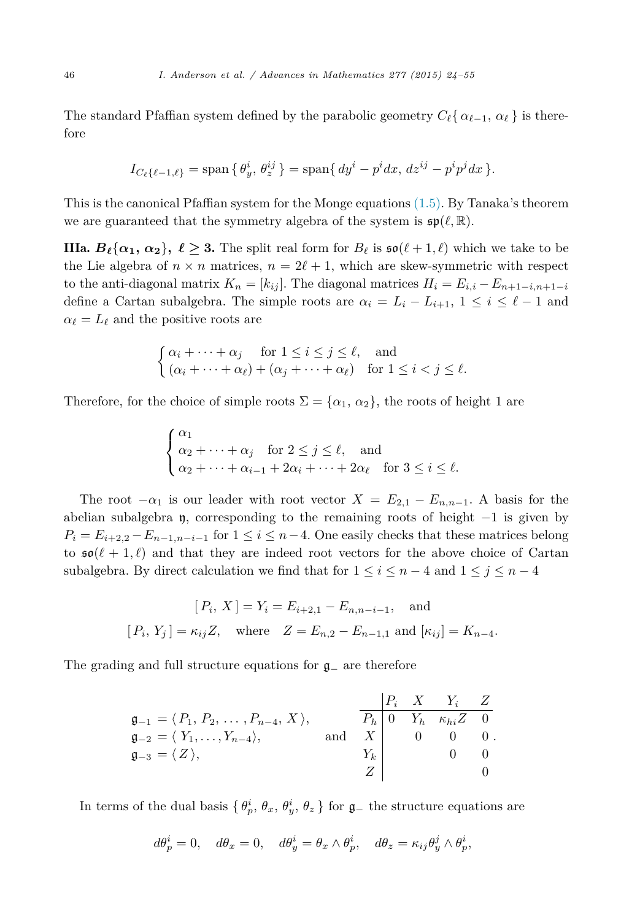The standard Pfaffian system defined by the parabolic geometry $C_\ell\{\,\alpha_{\ell-1},\,\alpha_\ell\,\}$ is therefore

$$I_{C_\ell\{\ell-1,\ell\}} = \operatorname{span}\{\,\theta^i_y,\,\theta^{ij}_z\,\} = \operatorname{span}\{\,dy^i - p^i dx,\, dz^{ij} - p^i p^j dx\,\}.$$

This is the canonical Pfaffian system for the Monge equations (1.5). By Tanaka's theorem we are guaranteed that the symmetry algebra of the system is $\mathfrak{sp}(\ell,\mathbb{R})$.

**IIIa. $B_\ell\{\alpha_1,\,\alpha_2\}$, $\ell \geq 3$.** The split real form for $B_\ell$ is $\mathfrak{so}(\ell+1,\ell)$ which we take to be the Lie algebra of $n\times n$ matrices, $n = 2\ell+1$, which are skew-symmetric with respect to the anti-diagonal matrix $K_n = [k_{ij}]$. The diagonal matrices $H_i = E_{i,i} - E_{n+1-i,n+1-i}$ define a Cartan subalgebra. The simple roots are $\alpha_i = L_i - L_{i+1}$, $1\leq i\leq \ell-1$ and $\alpha_\ell = L_\ell$ and the positive roots are

$$\begin{cases} \alpha_i + \cdots + \alpha_j \quad \text{for } 1 \leq i \leq j \leq \ell, \quad \text{and} \\ (\alpha_i + \cdots + \alpha_\ell) + (\alpha_j + \cdots + \alpha_\ell) \quad \text{for } 1 \leq i < j \leq \ell. \end{cases}$$

Therefore, for the choice of simple roots $\Sigma = \{\alpha_1,\,\alpha_2\}$, the roots of height 1 are

$$\begin{cases} \alpha_1 \\ \alpha_2 + \cdots + \alpha_j \quad \text{for } 2 \leq j \leq \ell, \quad \text{and} \\ \alpha_2 + \cdots + \alpha_{i-1} + 2\alpha_i + \cdots + 2\alpha_\ell \quad \text{for } 3 \leq i \leq \ell. \end{cases}$$

The root $-\alpha_1$ is our leader with root vector $X = E_{2,1} - E_{n,n-1}$. A basis for the abelian subalgebra $\mathfrak{y}$, corresponding to the remaining roots of height $-1$ is given by $P_i = E_{i+2,2} - E_{n-1,n-i-1}$ for $1 \leq i \leq n-4$. One easily checks that these matrices belong to $\mathfrak{so}(\ell+1,\ell)$ and that they are indeed root vectors for the above choice of Cartan subalgebra. By direct calculation we find that for $1\leq i\leq n-4$ and $1\leq j\leq n-4$

$$[\,P_i,\,X\,] = Y_i = E_{i+2,1} - E_{n,n-i-1}, \quad \text{and}$$

$$[\,P_i,\,Y_j\,] = \kappa_{ij} Z, \quad \text{where} \quad Z = E_{n,2} - E_{n-1,1} \text{ and } [\kappa_{ij}] = K_{n-4}.$$

The grading and full structure equations for $\mathfrak{g}_-$ are therefore

$$\begin{aligned} \mathfrak{g}_{-1} &= \langle\, P_1,\, P_2,\, \ldots,\, P_{n-4},\, X\,\rangle, \\ \mathfrak{g}_{-2} &= \langle\, Y_1, \ldots, Y_{n-4}\rangle, \\ \mathfrak{g}_{-3} &= \langle\, Z\,\rangle, \end{aligned} \qquad \text{and} \qquad \begin{array}{c|cccc} & P_i & X & Y_i & Z \\ \hline P_h & 0 & Y_h & \kappa_{hi} Z & 0 \\ X & & 0 & 0 & 0 \\ Y_k & & & 0 & 0 \\ Z & & & & 0 \end{array}.$$

In terms of the dual basis $\{\,\theta^i_p,\,\theta_x,\,\theta^i_y,\,\theta_z\,\}$ for $\mathfrak{g}_-$ the structure equations are

$$d\theta^i_p = 0, \quad d\theta_x = 0, \quad d\theta^i_y = \theta_x \wedge \theta^i_p, \quad d\theta_z = \kappa_{ij}\theta^j_y \wedge \theta^i_p,$$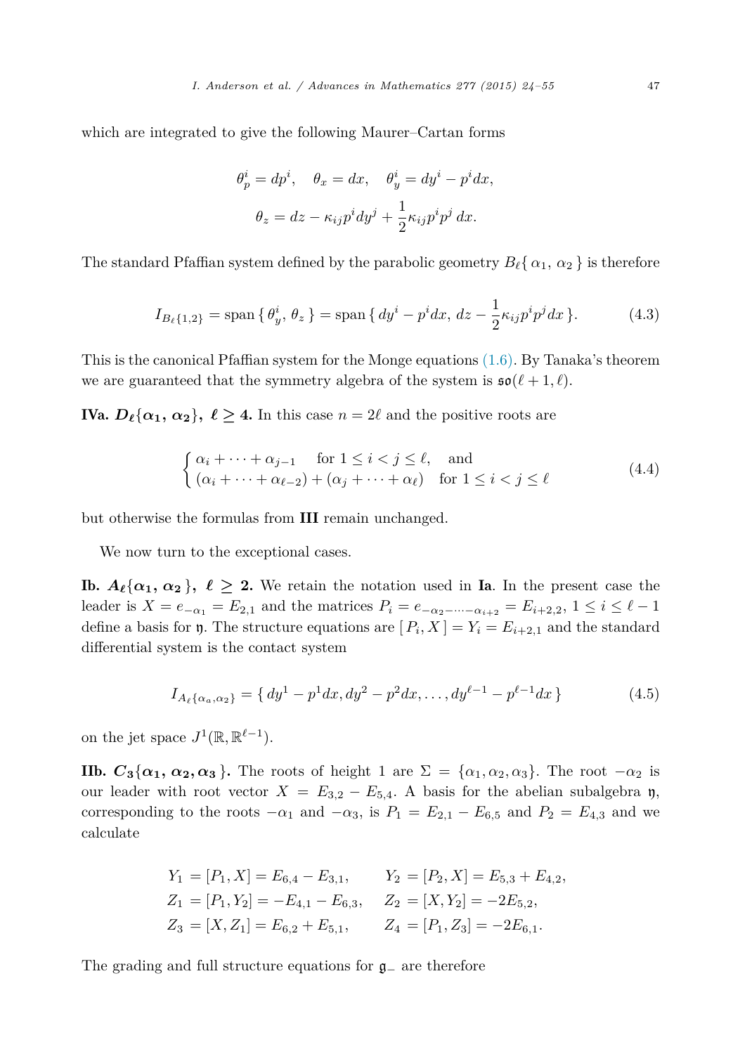which are integrated to give the following Maurer–Cartan forms

$$\theta_p^i = dp^i, \quad \theta_x = dx, \quad \theta_y^i = dy^i - p^i dx,$$
$$\theta_z = dz - \kappa_{ij} p^i dy^j + \frac{1}{2}\kappa_{ij} p^i p^j \, dx.$$

The standard Pfaffian system defined by the parabolic geometry $B_\ell\{\, \alpha_1,\, \alpha_2 \,\}$ is therefore

$$I_{B_\ell\{1,2\}} = \operatorname{span}\{\, \theta_y^i,\, \theta_z \,\} = \operatorname{span}\{\, dy^i - p^i dx,\, dz - \frac{1}{2}\kappa_{ij} p^i p^j dx \,\}. \tag{4.3}$$

This is the canonical Pfaffian system for the Monge equations (1.6). By Tanaka's theorem we are guaranteed that the symmetry algebra of the system is $\mathfrak{so}(\ell + 1, \ell)$.

**IVa.** $\boldsymbol{D_\ell\{\alpha_1,\, \alpha_2\},\ \ell \geq 4.}$ In this case $n = 2\ell$ and the positive roots are

$$\begin{cases} \alpha_i + \cdots + \alpha_{j-1} & \text{for } 1 \leq i < j \leq \ell, \quad \text{and} \\ (\alpha_i + \cdots + \alpha_{\ell-2}) + (\alpha_j + \cdots + \alpha_\ell) & \text{for } 1 \leq i < j \leq \ell \end{cases} \tag{4.4}$$

but otherwise the formulas from **III** remain unchanged.

We now turn to the exceptional cases.

**Ib.** $\boldsymbol{A_\ell\{\alpha_1,\, \alpha_2\},\ \ell \geq 2.}$ We retain the notation used in **Ia**. In the present case the leader is $X = e_{-\alpha_1} = E_{2,1}$ and the matrices $P_i = e_{-\alpha_2 - \cdots - \alpha_{i+2}} = E_{i+2,2}$, $1 \leq i \leq \ell - 1$ define a basis for $\mathfrak{y}$. The structure equations are $[\, P_i, X \,] = Y_i = E_{i+2,1}$ and the standard differential system is the contact system

$$I_{A_\ell\{\alpha_a, \alpha_2\}} = \{\, dy^1 - p^1 dx, dy^2 - p^2 dx, \ldots, dy^{\ell-1} - p^{\ell-1} dx \,\} \tag{4.5}$$

on the jet space $J^1(\mathbb{R}, \mathbb{R}^{\ell-1})$.

**IIb.** $\boldsymbol{C_3\{\alpha_1,\, \alpha_2, \alpha_3\}.}$ The roots of height 1 are $\Sigma = \{\alpha_1, \alpha_2, \alpha_3\}$. The root $-\alpha_2$ is our leader with root vector $X = E_{3,2} - E_{5,4}$. A basis for the abelian subalgebra $\mathfrak{y}$, corresponding to the roots $-\alpha_1$ and $-\alpha_3$, is $P_1 = E_{2,1} - E_{6,5}$ and $P_2 = E_{4,3}$ and we calculate

$$\begin{aligned} Y_1 &= [P_1, X] = E_{6,4} - E_{3,1}, & Y_2 &= [P_2, X] = E_{5,3} + E_{4,2}, \\ Z_1 &= [P_1, Y_2] = -E_{4,1} - E_{6,3}, & Z_2 &= [X, Y_2] = -2E_{5,2}, \\ Z_3 &= [X, Z_1] = E_{6,2} + E_{5,1}, & Z_4 &= [P_1, Z_3] = -2E_{6,1}. \end{aligned}$$

The grading and full structure equations for $\mathfrak{g}_-$ are therefore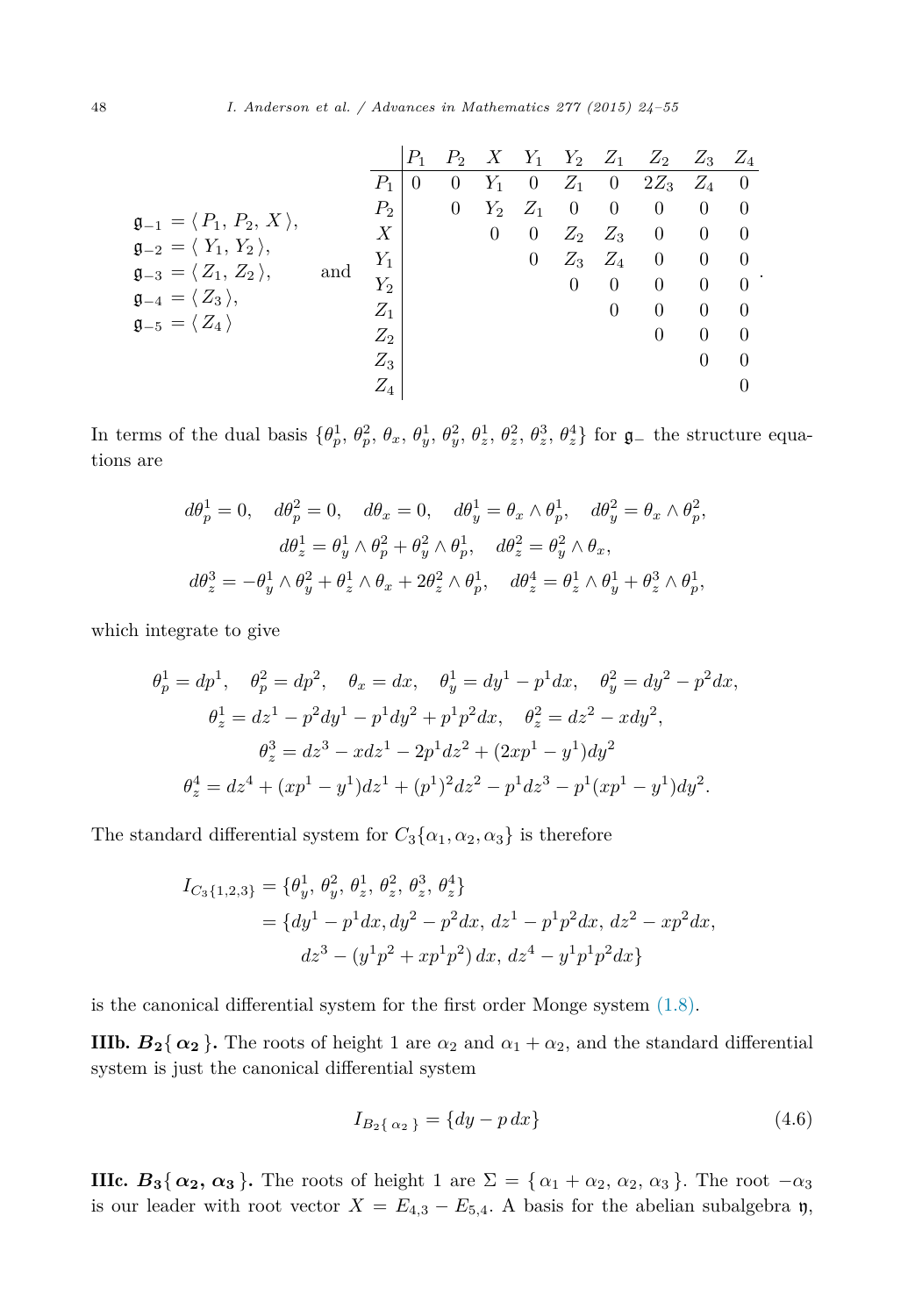$$
\begin{aligned}
\mathfrak{g}_{-1} &= \langle\, P_1,\, P_2,\, X \,\rangle, \\
\mathfrak{g}_{-2} &= \langle\, Y_1,\, Y_2 \,\rangle, \\
\mathfrak{g}_{-3} &= \langle\, Z_1,\, Z_2 \,\rangle, \\
\mathfrak{g}_{-4} &= \langle\, Z_3 \,\rangle, \\
\mathfrak{g}_{-5} &= \langle\, Z_4 \,\rangle
\end{aligned}
\quad \text{and} \quad
\begin{array}{c|ccccccccc}
 & P_1 & P_2 & X & Y_1 & Y_2 & Z_1 & Z_2 & Z_3 & Z_4 \\
\hline
P_1 & 0 & 0 & Y_1 & 0 & Z_1 & 0 & 2Z_3 & Z_4 & 0 \\
P_2 & & 0 & Y_2 & Z_1 & 0 & 0 & 0 & 0 & 0 \\
X & & & 0 & 0 & Z_2 & Z_3 & 0 & 0 & 0 \\
Y_1 & & & & 0 & Z_3 & Z_4 & 0 & 0 & 0 \\
Y_2 & & & & & 0 & 0 & 0 & 0 & 0 \\
Z_1 & & & & & & 0 & 0 & 0 & 0 \\
Z_2 & & & & & & & 0 & 0 & 0 \\
Z_3 & & & & & & & & 0 & 0 \\
Z_4 & & & & & & & & & 0
\end{array}.
$$

In terms of the dual basis $\{\theta_p^1,\, \theta_p^2,\, \theta_x,\, \theta_y^1,\, \theta_y^2,\, \theta_z^1,\, \theta_z^2,\, \theta_z^3,\, \theta_z^4\}$ for $\mathfrak{g}_-$ the structure equations are

$$
\begin{gathered}
d\theta_p^1 = 0, \quad d\theta_p^2 = 0, \quad d\theta_x = 0, \quad d\theta_y^1 = \theta_x \wedge \theta_p^1, \quad d\theta_y^2 = \theta_x \wedge \theta_p^2, \\
d\theta_z^1 = \theta_y^1 \wedge \theta_p^2 + \theta_y^2 \wedge \theta_p^1, \quad d\theta_z^2 = \theta_y^2 \wedge \theta_x, \\
d\theta_z^3 = -\theta_y^1 \wedge \theta_y^2 + \theta_z^1 \wedge \theta_x + 2\theta_z^2 \wedge \theta_p^1, \quad d\theta_z^4 = \theta_z^1 \wedge \theta_y^1 + \theta_z^3 \wedge \theta_p^1,
\end{gathered}
$$

which integrate to give

$$
\begin{gathered}
\theta_p^1 = dp^1, \quad \theta_p^2 = dp^2, \quad \theta_x = dx, \quad \theta_y^1 = dy^1 - p^1 dx, \quad \theta_y^2 = dy^2 - p^2 dx, \\
\theta_z^1 = dz^1 - p^2 dy^1 - p^1 dy^2 + p^1 p^2 dx, \quad \theta_z^2 = dz^2 - x dy^2, \\
\theta_z^3 = dz^3 - x dz^1 - 2p^1 dz^2 + (2xp^1 - y^1) dy^2 \\
\theta_z^4 = dz^4 + (xp^1 - y^1) dz^1 + (p^1)^2 dz^2 - p^1 dz^3 - p^1 (xp^1 - y^1) dy^2.
\end{gathered}
$$

The standard differential system for $C_3\{\alpha_1, \alpha_2, \alpha_3\}$ is therefore

$$
\begin{aligned}
I_{C_3\{1,2,3\}} &= \{\theta_y^1,\, \theta_y^2,\, \theta_z^1,\, \theta_z^2,\, \theta_z^3,\, \theta_z^4\} \\
&= \{dy^1 - p^1 dx, dy^2 - p^2 dx,\, dz^1 - p^1 p^2 dx,\, dz^2 - xp^2 dx, \\
&\qquad dz^3 - (y^1 p^2 + xp^1 p^2)\, dx,\, dz^4 - y^1 p^1 p^2 dx\}
\end{aligned}
$$

is the canonical differential system for the first order Monge system (1.8).

**IIIb. $B_2\{\,\alpha_2\,\}$.** The roots of height 1 are $\alpha_2$ and $\alpha_1 + \alpha_2$, and the standard differential system is just the canonical differential system

$$
I_{B_2\{\,\alpha_2\,\}} = \{dy - p\, dx\} \tag{4.6}
$$

**IIIc. $B_3\{\,\alpha_2,\, \alpha_3\,\}$.** The roots of height 1 are $\Sigma = \{\,\alpha_1 + \alpha_2,\, \alpha_2,\, \alpha_3\,\}$. The root $-\alpha_3$ is our leader with root vector $X = E_{4,3} - E_{5,4}$. A basis for the abelian subalgebra $\mathfrak{y}$,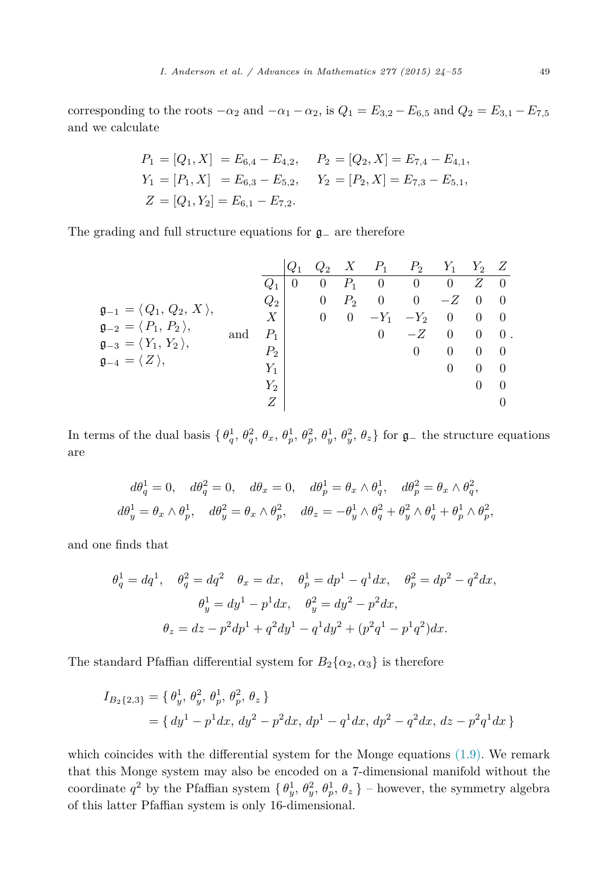corresponding to the roots $-\alpha_2$ and $-\alpha_1 - \alpha_2$, is $Q_1 = E_{3,2} - E_{6,5}$ and $Q_2 = E_{3,1} - E_{7,5}$ and we calculate

$$
\begin{aligned}
P_1 &= [Q_1, X] = E_{6,4} - E_{4,2}, \quad & P_2 &= [Q_2, X] = E_{7,4} - E_{4,1},\\
Y_1 &= [P_1, X] = E_{6,3} - E_{5,2}, \quad & Y_2 &= [P_2, X] = E_{7,3} - E_{5,1},\\
Z &= [Q_1, Y_2] = E_{6,1} - E_{7,2}. & &
\end{aligned}
$$

The grading and full structure equations for $\mathfrak{g}_-$ are therefore

$$
\begin{aligned}
\mathfrak{g}_{-1} &= \langle\, Q_1,\, Q_2,\, X \,\rangle,\\
\mathfrak{g}_{-2} &= \langle\, P_1,\, P_2 \,\rangle,\\
\mathfrak{g}_{-3} &= \langle\, Y_1,\, Y_2 \,\rangle,\\
\mathfrak{g}_{-4} &= \langle\, Z \,\rangle,
\end{aligned}
\qquad \text{and} \qquad
\begin{array}{c|cccccccc}
 & Q_1 & Q_2 & X & P_1 & P_2 & Y_1 & Y_2 & Z \\
\hline
Q_1 & 0 & 0 & P_1 & 0 & 0 & 0 & Z & 0 \\
Q_2 & & 0 & P_2 & 0 & 0 & -Z & 0 & 0 \\
X & & 0 & 0 & -Y_1 & -Y_2 & 0 & 0 & 0 \\
P_1 & & & & 0 & -Z & 0 & 0 & 0 \\
P_2 & & & & & 0 & 0 & 0 & 0 \\
Y_1 & & & & & & 0 & 0 & 0 \\
Y_2 & & & & & & & 0 & 0 \\
Z & & & & & & & & 0
\end{array}.
$$

In terms of the dual basis $\{\, \theta_q^1,\, \theta_q^2,\, \theta_x,\, \theta_p^1,\, \theta_p^2,\, \theta_y^1,\, \theta_y^2,\, \theta_z \,\}$ for $\mathfrak{g}_-$ the structure equations are

$$
d\theta_q^1 = 0, \quad d\theta_q^2 = 0, \quad d\theta_x = 0, \quad d\theta_p^1 = \theta_x \wedge \theta_q^1, \quad d\theta_p^2 = \theta_x \wedge \theta_q^2,
$$
$$
d\theta_y^1 = \theta_x \wedge \theta_p^1, \quad d\theta_y^2 = \theta_x \wedge \theta_p^2, \quad d\theta_z = -\theta_y^1 \wedge \theta_q^2 + \theta_y^2 \wedge \theta_q^1 + \theta_p^1 \wedge \theta_p^2,
$$

and one finds that

$$
\theta_q^1 = dq^1, \quad \theta_q^2 = dq^2 \quad \theta_x = dx, \quad \theta_p^1 = dp^1 - q^1 dx, \quad \theta_p^2 = dp^2 - q^2 dx,
$$
$$
\theta_y^1 = dy^1 - p^1 dx, \quad \theta_y^2 = dy^2 - p^2 dx,
$$
$$
\theta_z = dz - p^2 dp^1 + q^2 dy^1 - q^1 dy^2 + (p^2 q^1 - p^1 q^2) dx.
$$

The standard Pfaffian differential system for $B_2\{\alpha_2, \alpha_3\}$ is therefore

$$
\begin{aligned}
I_{B_2\{2,3\}} &= \{\, \theta_y^1,\, \theta_y^2,\, \theta_p^1,\, \theta_p^2,\, \theta_z \,\}\\
&= \{\, dy^1 - p^1 dx,\, dy^2 - p^2 dx,\, dp^1 - q^1 dx,\, dp^2 - q^2 dx,\, dz - p^2 q^1 dx \,\}
\end{aligned}
$$

which coincides with the differential system for the Monge equations (1.9). We remark that this Monge system may also be encoded on a 7-dimensional manifold without the coordinate $q^2$ by the Pfaffian system $\{\, \theta_y^1,\, \theta_y^2,\, \theta_p^1,\, \theta_z \,\}$ – however, the symmetry algebra of this latter Pfaffian system is only 16-dimensional.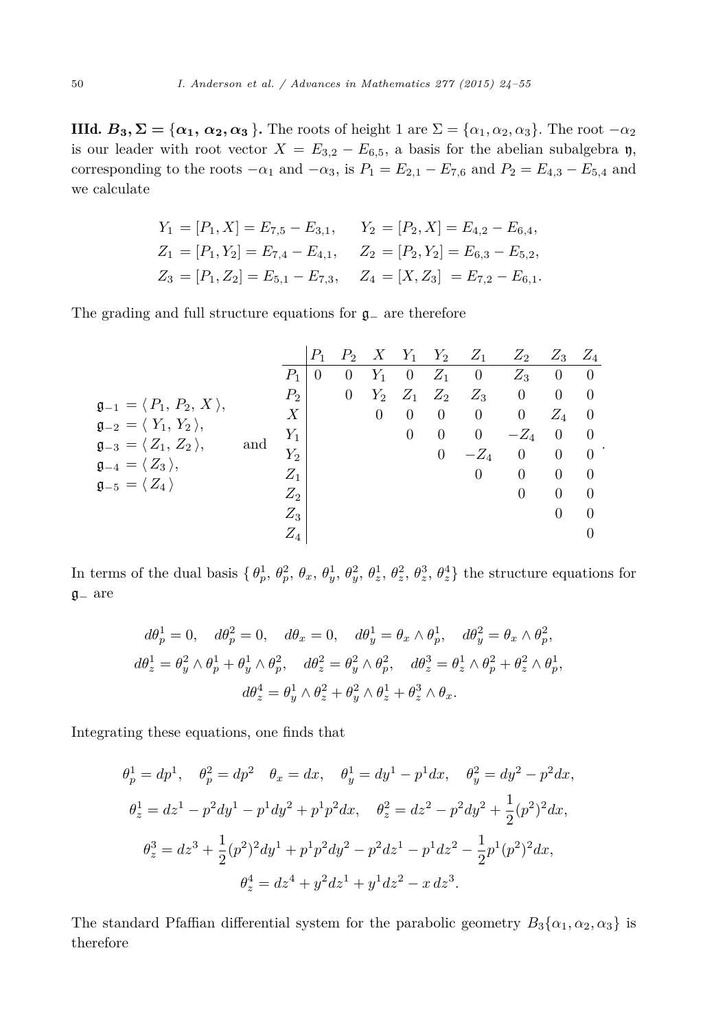**IIId. $B_3, \Sigma = \{\alpha_1, \alpha_2, \alpha_3\}$.** The roots of height 1 are $\Sigma = \{\alpha_1, \alpha_2, \alpha_3\}$. The root $-\alpha_2$ is our leader with root vector $X = E_{3,2} - E_{6,5}$, a basis for the abelian subalgebra $\mathfrak{y}$, corresponding to the roots $-\alpha_1$ and $-\alpha_3$, is $P_1 = E_{2,1} - E_{7,6}$ and $P_2 = E_{4,3} - E_{5,4}$ and we calculate

$$
\begin{aligned}
Y_1 &= [P_1, X] = E_{7,5} - E_{3,1}, \qquad & Y_2 &= [P_2, X] = E_{4,2} - E_{6,4}, \\
Z_1 &= [P_1, Y_2] = E_{7,4} - E_{4,1}, \qquad & Z_2 &= [P_2, Y_2] = E_{6,3} - E_{5,2}, \\
Z_3 &= [P_1, Z_2] = E_{5,1} - E_{7,3}, \qquad & Z_4 &= [X, Z_3] = E_{7,2} - E_{6,1}.
\end{aligned}
$$

The grading and full structure equations for $\mathfrak{g}_-$ are therefore

$$
\begin{aligned}
\mathfrak{g}_{-1} &= \langle P_1, P_2, X \rangle, \\
\mathfrak{g}_{-2} &= \langle Y_1, Y_2 \rangle, \\
\mathfrak{g}_{-3} &= \langle Z_1, Z_2 \rangle, \\
\mathfrak{g}_{-4} &= \langle Z_3 \rangle, \\
\mathfrak{g}_{-5} &= \langle Z_4 \rangle
\end{aligned}
\qquad \text{and} \qquad
\begin{array}{c|ccccccccc}
 & P_1 & P_2 & X & Y_1 & Y_2 & Z_1 & Z_2 & Z_3 & Z_4 \\
\hline
P_1 & 0 & 0 & Y_1 & 0 & Z_1 & 0 & Z_3 & 0 & 0 \\
P_2 & & 0 & Y_2 & Z_1 & Z_2 & Z_3 & 0 & 0 & 0 \\
X & & & 0 & 0 & 0 & 0 & 0 & Z_4 & 0 \\
Y_1 & & & & 0 & 0 & 0 & -Z_4 & 0 & 0 \\
Y_2 & & & & & 0 & -Z_4 & 0 & 0 & 0 \\
Z_1 & & & & & & 0 & 0 & 0 & 0 \\
Z_2 & & & & & & & 0 & 0 & 0 \\
Z_3 & & & & & & & & 0 & 0 \\
Z_4 & & & & & & & & & 0
\end{array}.
$$

In terms of the dual basis $\{\theta_p^1, \theta_p^2, \theta_x, \theta_y^1, \theta_y^2, \theta_z^1, \theta_z^2, \theta_z^3, \theta_z^4\}$ the structure equations for $\mathfrak{g}_-$ are

$$
\begin{gathered}
d\theta_p^1 = 0, \quad d\theta_p^2 = 0, \quad d\theta_x = 0, \quad d\theta_y^1 = \theta_x \wedge \theta_p^1, \quad d\theta_y^2 = \theta_x \wedge \theta_p^2, \\
d\theta_z^1 = \theta_y^2 \wedge \theta_p^1 + \theta_y^1 \wedge \theta_p^2, \quad d\theta_z^2 = \theta_y^2 \wedge \theta_p^2, \quad d\theta_z^3 = \theta_z^1 \wedge \theta_p^2 + \theta_z^2 \wedge \theta_p^1, \\
d\theta_z^4 = \theta_y^1 \wedge \theta_z^2 + \theta_y^2 \wedge \theta_z^1 + \theta_z^3 \wedge \theta_x.
\end{gathered}
$$

Integrating these equations, one finds that

$$
\begin{gathered}
\theta_p^1 = dp^1, \quad \theta_p^2 = dp^2 \quad \theta_x = dx, \quad \theta_y^1 = dy^1 - p^1 dx, \quad \theta_y^2 = dy^2 - p^2 dx, \\
\theta_z^1 = dz^1 - p^2 dy^1 - p^1 dy^2 + p^1 p^2 dx, \quad \theta_z^2 = dz^2 - p^2 dy^2 + \frac{1}{2}(p^2)^2 dx, \\
\theta_z^3 = dz^3 + \frac{1}{2}(p^2)^2 dy^1 + p^1 p^2 dy^2 - p^2 dz^1 - p^1 dz^2 - \frac{1}{2} p^1 (p^2)^2 dx, \\
\theta_z^4 = dz^4 + y^2 dz^1 + y^1 dz^2 - x\, dz^3.
\end{gathered}
$$

The standard Pfaffian differential system for the parabolic geometry $B_3\{\alpha_1, \alpha_2, \alpha_3\}$ is therefore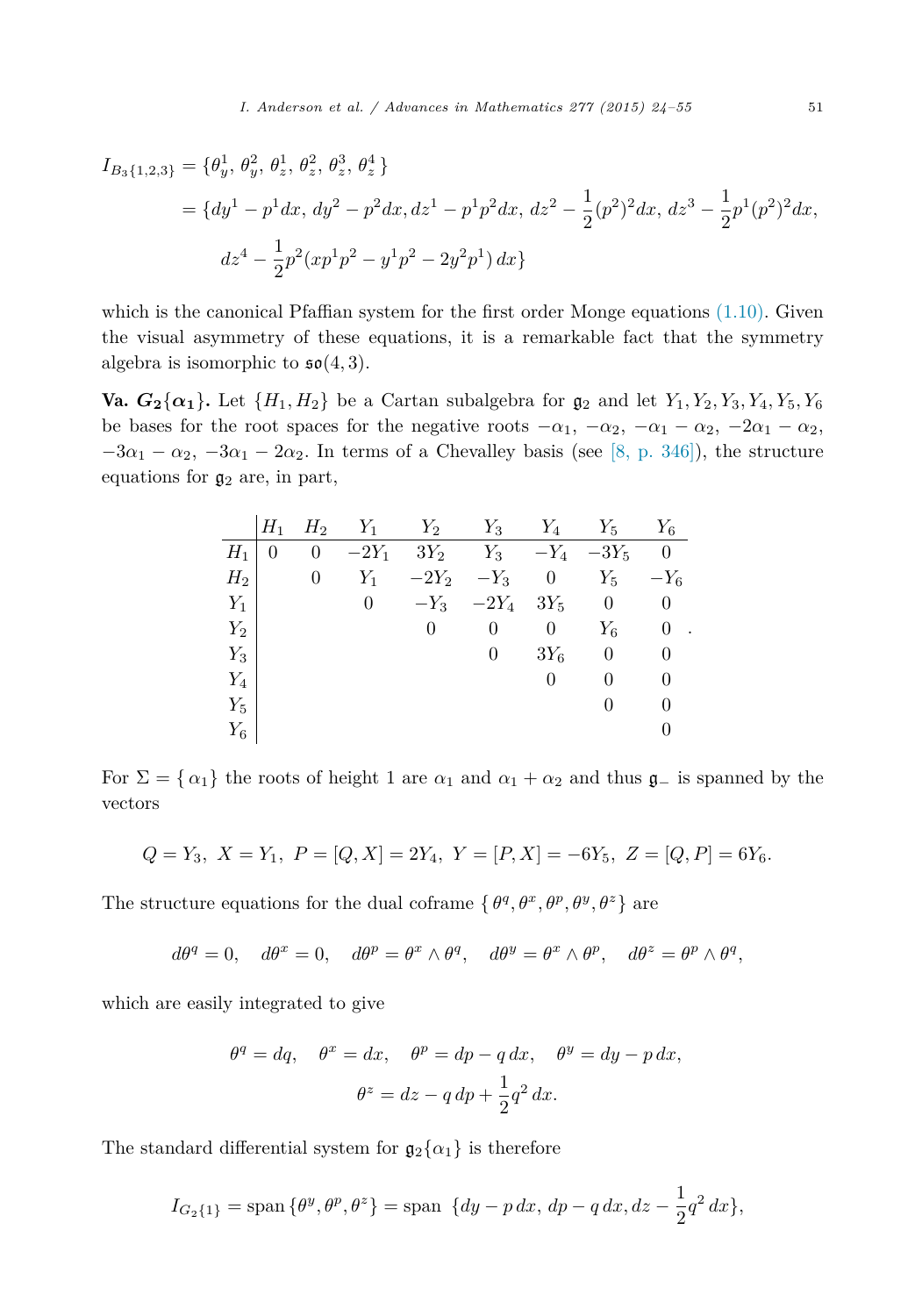$$
\begin{aligned}
I_{B_3\{1,2,3\}} &= \{\theta_y^1,\, \theta_y^2,\, \theta_z^1,\, \theta_z^2,\, \theta_z^3,\, \theta_z^4\,\} \\
&= \{dy^1 - p^1 dx,\; dy^2 - p^2 dx, dz^1 - p^1 p^2 dx,\; dz^2 - \frac{1}{2}(p^2)^2 dx,\; dz^3 - \frac{1}{2}p^1(p^2)^2 dx, \\
&\qquad dz^4 - \frac{1}{2}p^2(xp^1p^2 - y^1p^2 - 2y^2p^1)\, dx\}
\end{aligned}
$$

which is the canonical Pfaffian system for the first order Monge equations (1.10). Given the visual asymmetry of these equations, it is a remarkable fact that the symmetry algebra is isomorphic to $\mathfrak{so}(4,3)$.

**Va. $G_2\{\alpha_1\}$.** Let $\{H_1, H_2\}$ be a Cartan subalgebra for $\mathfrak{g}_2$ and let $Y_1, Y_2, Y_3, Y_4, Y_5, Y_6$ be bases for the root spaces for the negative roots $-\alpha_1$, $-\alpha_2$, $-\alpha_1-\alpha_2$, $-2\alpha_1-\alpha_2$, $-3\alpha_1-\alpha_2$, $-3\alpha_1-2\alpha_2$. In terms of a Chevalley basis (see [8, p. 346]), the structure equations for $\mathfrak{g}_2$ are, in part,

| | $H_1$ | $H_2$ | $Y_1$ | $Y_2$ | $Y_3$ | $Y_4$ | $Y_5$ | $Y_6$ |
|---|---|---|---|---|---|---|---|---|
| $H_1$ | $0$ | $0$ | $-2Y_1$ | $3Y_2$ | $Y_3$ | $-Y_4$ | $-3Y_5$ | $0$ |
| $H_2$ | | $0$ | $Y_1$ | $-2Y_2$ | $-Y_3$ | $0$ | $Y_5$ | $-Y_6$ |
| $Y_1$ | | | $0$ | $-Y_3$ | $-2Y_4$ | $3Y_5$ | $0$ | $0$ |
| $Y_2$ | | | | $0$ | $0$ | $0$ | $Y_6$ | $0$ |
| $Y_3$ | | | | | $0$ | $3Y_6$ | $0$ | $0$ |
| $Y_4$ | | | | | | $0$ | $0$ | $0$ |
| $Y_5$ | | | | | | | $0$ | $0$ |
| $Y_6$ | | | | | | | | $0$ |

For $\Sigma = \{\,\alpha_1\}$ the roots of height 1 are $\alpha_1$ and $\alpha_1 + \alpha_2$ and thus $\mathfrak{g}_-$ is spanned by the vectors

$$
Q = Y_3,\;\; X = Y_1,\;\; P = [Q, X] = 2Y_4,\;\; Y = [P, X] = -6Y_5,\;\; Z = [Q, P] = 6Y_6.
$$

The structure equations for the dual coframe $\{\,\theta^q, \theta^x, \theta^p, \theta^y, \theta^z\}$ are

$$
d\theta^q = 0, \quad d\theta^x = 0, \quad d\theta^p = \theta^x \wedge \theta^q, \quad d\theta^y = \theta^x \wedge \theta^p, \quad d\theta^z = \theta^p \wedge \theta^q,
$$

which are easily integrated to give

$$
\theta^q = dq, \quad \theta^x = dx, \quad \theta^p = dp - q\, dx, \quad \theta^y = dy - p\, dx,
$$
$$
\theta^z = dz - q\, dp + \frac{1}{2}q^2\, dx.
$$

The standard differential system for $\mathfrak{g}_2\{\alpha_1\}$ is therefore

$$
I_{G_2\{1\}} = \operatorname{span}\{\theta^y, \theta^p, \theta^z\} = \operatorname{span}\;\{dy - p\, dx,\; dp - q\, dx, dz - \frac{1}{2}q^2\, dx\},
$$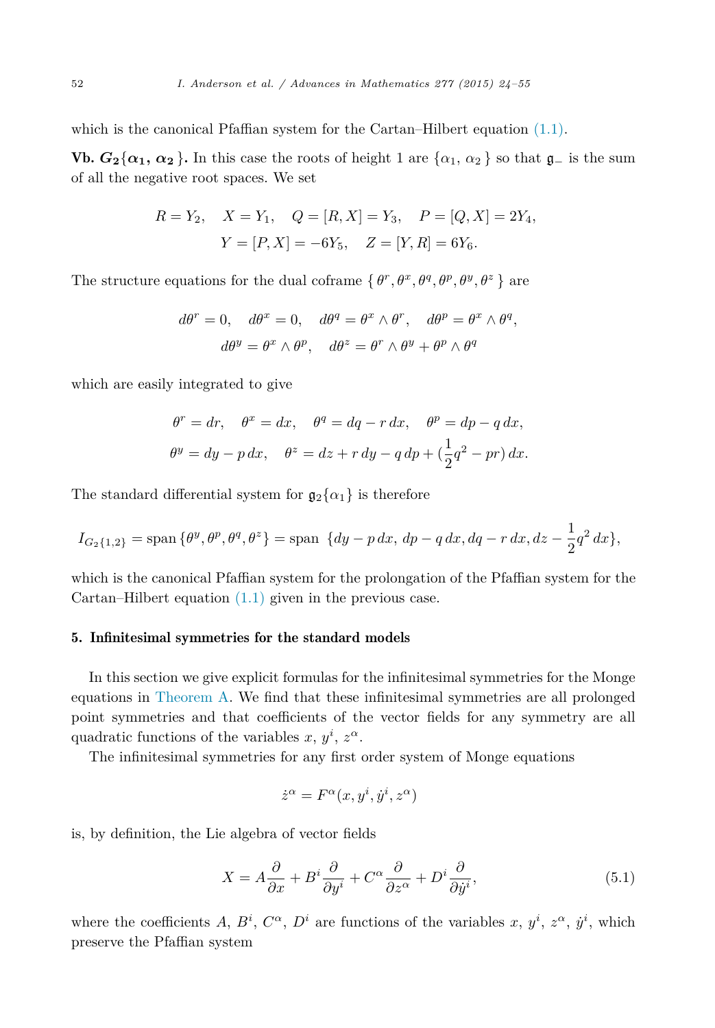which is the canonical Pfaffian system for the Cartan–Hilbert equation (1.1).

**Vb. $G_2\{\alpha_1, \alpha_2\}$.** In this case the roots of height 1 are $\{\alpha_1, \alpha_2\}$ so that $\mathfrak{g}_-$ is the sum of all the negative root spaces. We set

$$R = Y_2, \quad X = Y_1, \quad Q = [R, X] = Y_3, \quad P = [Q, X] = 2Y_4,$$
$$Y = [P, X] = -6Y_5, \quad Z = [Y, R] = 6Y_6.$$

The structure equations for the dual coframe $\{\theta^r, \theta^x, \theta^q, \theta^p, \theta^y, \theta^z\}$ are

$$d\theta^r = 0, \quad d\theta^x = 0, \quad d\theta^q = \theta^x \wedge \theta^r, \quad d\theta^p = \theta^x \wedge \theta^q,$$
$$d\theta^y = \theta^x \wedge \theta^p, \quad d\theta^z = \theta^r \wedge \theta^y + \theta^p \wedge \theta^q$$

which are easily integrated to give

$$\theta^r = dr, \quad \theta^x = dx, \quad \theta^q = dq - r\,dx, \quad \theta^p = dp - q\,dx,$$
$$\theta^y = dy - p\,dx, \quad \theta^z = dz + r\,dy - q\,dp + (\frac{1}{2}q^2 - pr)\,dx.$$

The standard differential system for $\mathfrak{g}_2\{\alpha_1\}$ is therefore

$$I_{G_2\{1,2\}} = \operatorname{span}\{\theta^y, \theta^p, \theta^q, \theta^z\} = \operatorname{span}\ \{dy - p\,dx,\ dp - q\,dx, dq - r\,dx, dz - \frac{1}{2}q^2\,dx\},$$

which is the canonical Pfaffian system for the prolongation of the Pfaffian system for the Cartan–Hilbert equation (1.1) given in the previous case.

## 5. Infinitesimal symmetries for the standard models

In this section we give explicit formulas for the infinitesimal symmetries for the Monge equations in Theorem A. We find that these infinitesimal symmetries are all prolonged point symmetries and that coefficients of the vector fields for any symmetry are all quadratic functions of the variables $x$, $y^i$, $z^\alpha$.

The infinitesimal symmetries for any first order system of Monge equations

$$\dot{z}^\alpha = F^\alpha(x, y^i, \dot{y}^i, z^\alpha)$$

is, by definition, the Lie algebra of vector fields

$$X = A\frac{\partial}{\partial x} + B^i\frac{\partial}{\partial y^i} + C^\alpha\frac{\partial}{\partial z^\alpha} + D^i\frac{\partial}{\partial \dot{y}^i}, \tag{5.1}$$

where the coefficients $A$, $B^i$, $C^\alpha$, $D^i$ are functions of the variables $x$, $y^i$, $z^\alpha$, $\dot{y}^i$, which preserve the Pfaffian system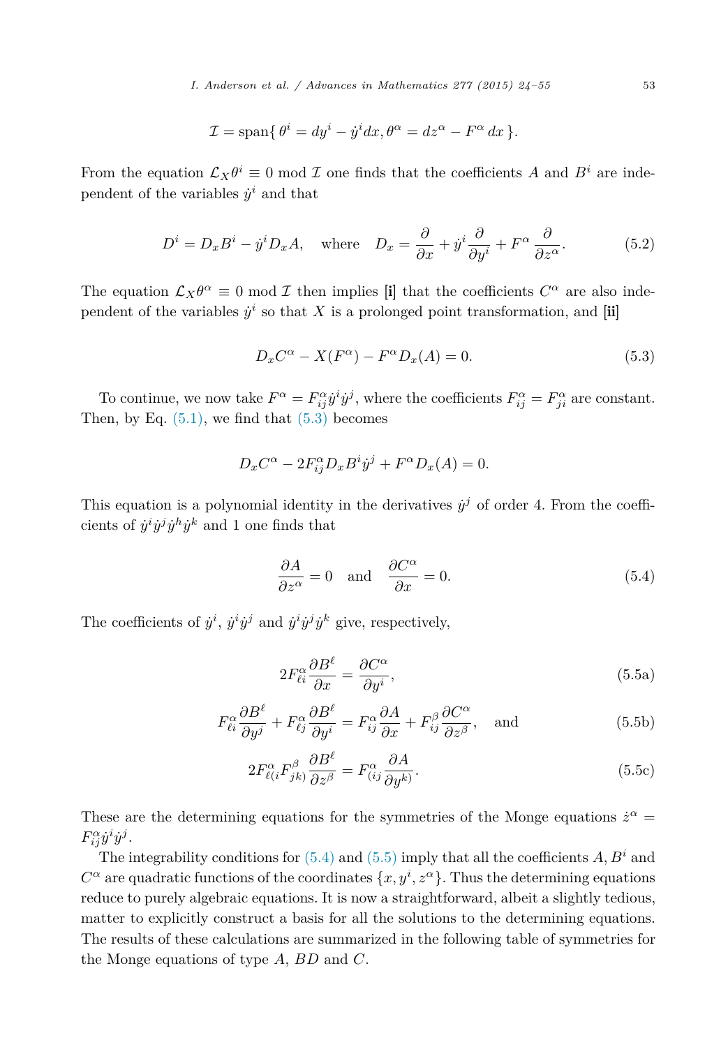$$\mathcal{I} = \text{span}\{\, \theta^i = dy^i - \dot{y}^i dx, \theta^\alpha = dz^\alpha - F^\alpha \, dx \,\}.$$

From the equation $\mathcal{L}_X \theta^i \equiv 0 \bmod \mathcal{I}$ one finds that the coefficients $A$ and $B^i$ are independent of the variables $\dot{y}^i$ and that

$$D^i = D_x B^i - \dot{y}^i D_x A, \quad \text{where} \quad D_x = \frac{\partial}{\partial x} + \dot{y}^i \frac{\partial}{\partial y^i} + F^\alpha \frac{\partial}{\partial z^\alpha}. \tag{5.2}$$

The equation $\mathcal{L}_X \theta^\alpha \equiv 0 \bmod \mathcal{I}$ then implies **[i]** that the coefficients $C^\alpha$ are also independent of the variables $\dot{y}^i$ so that $X$ is a prolonged point transformation, and **[ii]**

$$D_x C^\alpha - X(F^\alpha) - F^\alpha D_x(A) = 0. \tag{5.3}$$

To continue, we now take $F^\alpha = F^\alpha_{ij} \dot{y}^i \dot{y}^j$, where the coefficients $F^\alpha_{ij} = F^\alpha_{ji}$ are constant. Then, by Eq. (5.1), we find that (5.3) becomes

$$D_x C^\alpha - 2F^\alpha_{ij} D_x B^i \dot{y}^j + F^\alpha D_x(A) = 0.$$

This equation is a polynomial identity in the derivatives $\dot{y}^j$ of order 4. From the coefficients of $\dot{y}^i \dot{y}^j \dot{y}^h \dot{y}^k$ and 1 one finds that

$$\frac{\partial A}{\partial z^\alpha} = 0 \quad \text{and} \quad \frac{\partial C^\alpha}{\partial x} = 0. \tag{5.4}$$

The coefficients of $\dot{y}^i$, $\dot{y}^i \dot{y}^j$ and $\dot{y}^i \dot{y}^j \dot{y}^k$ give, respectively,

$$2F^\alpha_{\ell i} \frac{\partial B^\ell}{\partial x} = \frac{\partial C^\alpha}{\partial y^i}, \tag{5.5a}$$

$$F^\alpha_{\ell i} \frac{\partial B^\ell}{\partial y^j} + F^\alpha_{\ell j} \frac{\partial B^\ell}{\partial y^i} = F^\alpha_{ij} \frac{\partial A}{\partial x} + F^\beta_{ij} \frac{\partial C^\alpha}{\partial z^\beta}, \quad \text{and} \tag{5.5b}$$

$$2F^\alpha_{\ell(i} F^\beta_{jk)} \frac{\partial B^\ell}{\partial z^\beta} = F^\alpha_{(ij} \frac{\partial A}{\partial y^{k)}}. \tag{5.5c}$$

These are the determining equations for the symmetries of the Monge equations $\dot{z}^\alpha = F^\alpha_{ij} \dot{y}^i \dot{y}^j$.

The integrability conditions for (5.4) and (5.5) imply that all the coefficients $A, B^i$ and $C^\alpha$ are quadratic functions of the coordinates $\{x, y^i, z^\alpha\}$. Thus the determining equations reduce to purely algebraic equations. It is now a straightforward, albeit a slightly tedious, matter to explicitly construct a basis for all the solutions to the determining equations. The results of these calculations are summarized in the following table of symmetries for the Monge equations of type $A$, $BD$ and $C$.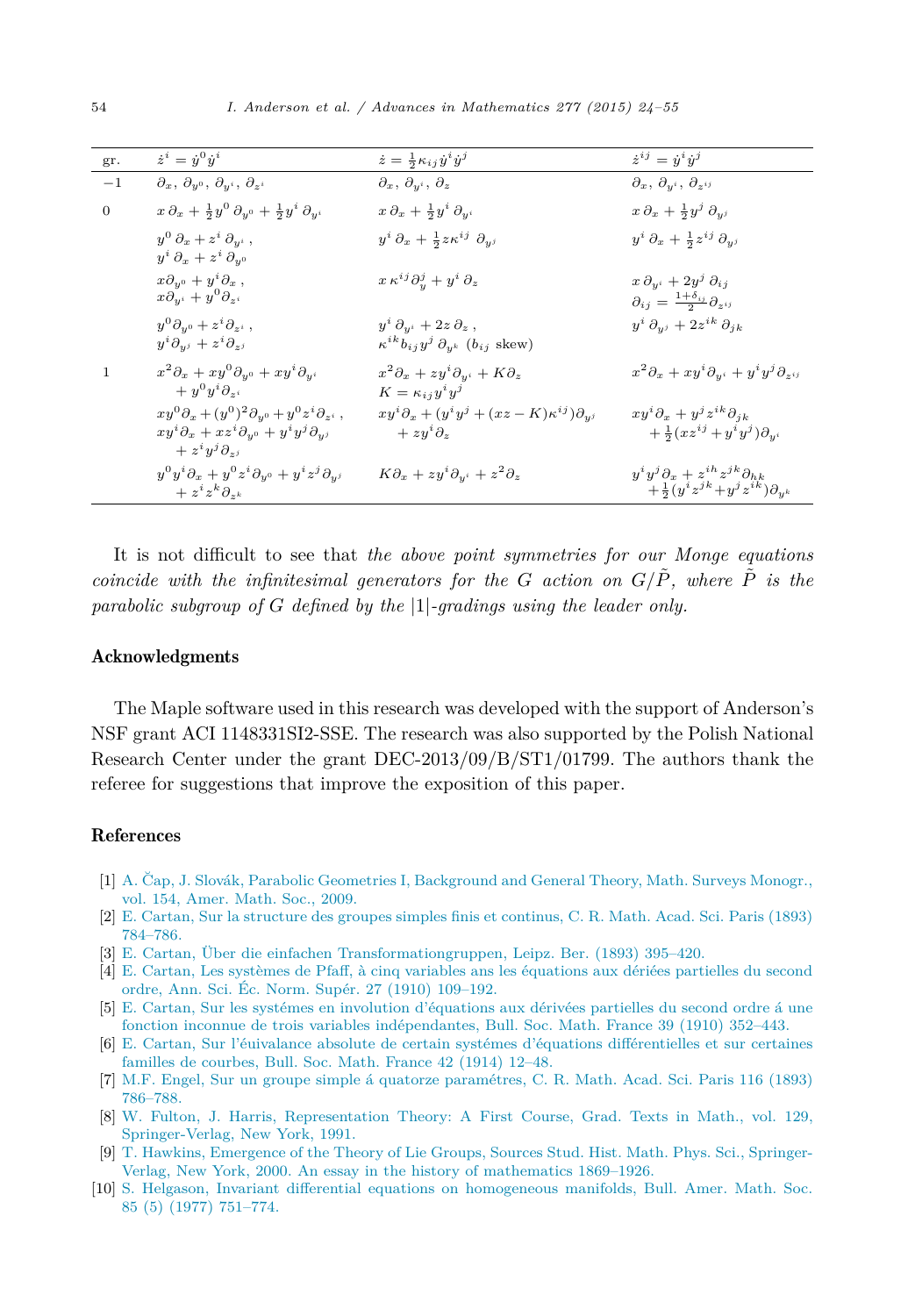| gr. | $\dot z^i = \dot y^0 \dot y^i$ | $\dot z = \frac{1}{2}\kappa_{ij}\dot y^i \dot y^j$ | $\dot z^{ij} = \dot y^i \dot y^j$ |
|---|---|---|---|
| −1 | $\partial_x,\ \partial_{y^0},\ \partial_{y^i},\ \partial_{z^i}$ | $\partial_x,\ \partial_{y^i},\ \partial_z$ | $\partial_x,\ \partial_{y^i},\ \partial_{z^{ij}}$ |
| 0 | $x\,\partial_x + \frac{1}{2}y^0\,\partial_{y^0} + \frac{1}{2}y^i\,\partial_{y^i}$ | $x\,\partial_x + \frac{1}{2}y^i\,\partial_{y^i}$ | $x\,\partial_x + \frac{1}{2}y^j\,\partial_{y^j}$ |
| | $y^0\,\partial_x + z^i\,\partial_{y^i}$, $y^i\,\partial_x + z^i\,\partial_{y^0}$ | $y^i\,\partial_x + \frac{1}{2}z\kappa^{ij}\ \partial_{y^j}$ | $y^i\,\partial_x + \frac{1}{2}z^{ij}\,\partial_{y^j}$ |
| | $x\partial_{y^0} + y^i\partial_x$, $x\partial_{y^i} + y^0\partial_{z^i}$ | $x\,\kappa^{ij}\partial_y^j + y^i\,\partial_z$ | $x\,\partial_{y^i} + 2y^j\,\partial_{ij}$, $\partial_{ij} = \frac{1+\delta_{ij}}{2}\partial_{z^{ij}}$ |
| | $y^0\partial_{y^0} + z^i\partial_{z^i}$, $y^i\partial_{y^j} + z^i\partial_{z^j}$ | $y^i\,\partial_{y^i} + 2z\,\partial_z$, $\kappa^{ik}b_{ij}y^j\,\partial_{y^k}$ ($b_{ij}$ skew) | $y^i\,\partial_{y^j} + 2z^{ik}\,\partial_{jk}$ |
| 1 | $x^2\partial_x + xy^0\partial_{y^0} + xy^i\partial_{y^i} + y^0y^i\partial_{z^i}$ | $x^2\partial_x + zy^i\partial_{y^i} + K\partial_z$, $K = \kappa_{ij}y^iy^j$ | $x^2\partial_x + xy^i\partial_{y^i} + y^iy^j\partial_{z^{ij}}$ |
| | $xy^0\partial_x + (y^0)^2\partial_{y^0} + y^0z^i\partial_{z^i}$, $xy^i\partial_x + xz^i\partial_{y^0} + y^iy^j\partial_{y^j} + z^iy^j\partial_{z^j}$ | $xy^i\partial_x + (y^iy^j + (xz - K)\kappa^{ij})\partial_{y^j} + zy^i\partial_z$ | $xy^i\partial_x + y^jz^{ik}\partial_{jk} + \frac{1}{2}(xz^{ij} + y^iy^j)\partial_{y^i}$ |
| | $y^0y^i\partial_x + y^0z^i\partial_{y^0} + y^iz^j\partial_{y^j} + z^iz^k\partial_{z^k}$ | $K\partial_x + zy^i\partial_{y^i} + z^2\partial_z$ | $y^iy^j\partial_x + z^{ih}z^{jk}\partial_{hk} + \frac{1}{2}(y^iz^{jk} + y^jz^{ik})\partial_{y^k}$ |

It is not difficult to see that *the above point symmetries for our Monge equations coincide with the infinitesimal generators for the $G$ action on $G/\tilde{P}$, where $\tilde{P}$ is the parabolic subgroup of $G$ defined by the $|1|$-gradings using the leader only.*

## Acknowledgments

The Maple software used in this research was developed with the support of Anderson's NSF grant ACI 1148331SI2-SSE. The research was also supported by the Polish National Research Center under the grant DEC-2013/09/B/ST1/01799. The authors thank the referee for suggestions that improve the exposition of this paper.

## References

[1] A. Čap, J. Slovák, Parabolic Geometries I, Background and General Theory, Math. Surveys Monogr., vol. 154, Amer. Math. Soc., 2009.

[2] E. Cartan, Sur la structure des groupes simples finis et continus, C. R. Math. Acad. Sci. Paris (1893) 784–786.

[3] E. Cartan, Über die einfachen Transformationgruppen, Leipz. Ber. (1893) 395–420.

[4] E. Cartan, Les systèmes de Pfaff, à cinq variables ans les équations aux dériées partielles du second ordre, Ann. Sci. Éc. Norm. Supér. 27 (1910) 109–192.

[5] E. Cartan, Sur les systémes en involution d'équations aux dérivées partielles du second ordre á une fonction inconnue de trois variables indépendantes, Bull. Soc. Math. France 39 (1910) 352–443.

[6] E. Cartan, Sur l'éuivalance absolute de certain systémes d'équations différentielles et sur certaines familles de courbes, Bull. Soc. Math. France 42 (1914) 12–48.

[7] M.F. Engel, Sur un groupe simple á quatorze paramétres, C. R. Math. Acad. Sci. Paris 116 (1893) 786–788.

[8] W. Fulton, J. Harris, Representation Theory: A First Course, Grad. Texts in Math., vol. 129, Springer-Verlag, New York, 1991.

[9] T. Hawkins, Emergence of the Theory of Lie Groups, Sources Stud. Hist. Math. Phys. Sci., Springer-Verlag, New York, 2000. An essay in the history of mathematics 1869–1926.

[10] S. Helgason, Invariant differential equations on homogeneous manifolds, Bull. Amer. Math. Soc. 85 (5) (1977) 751–774.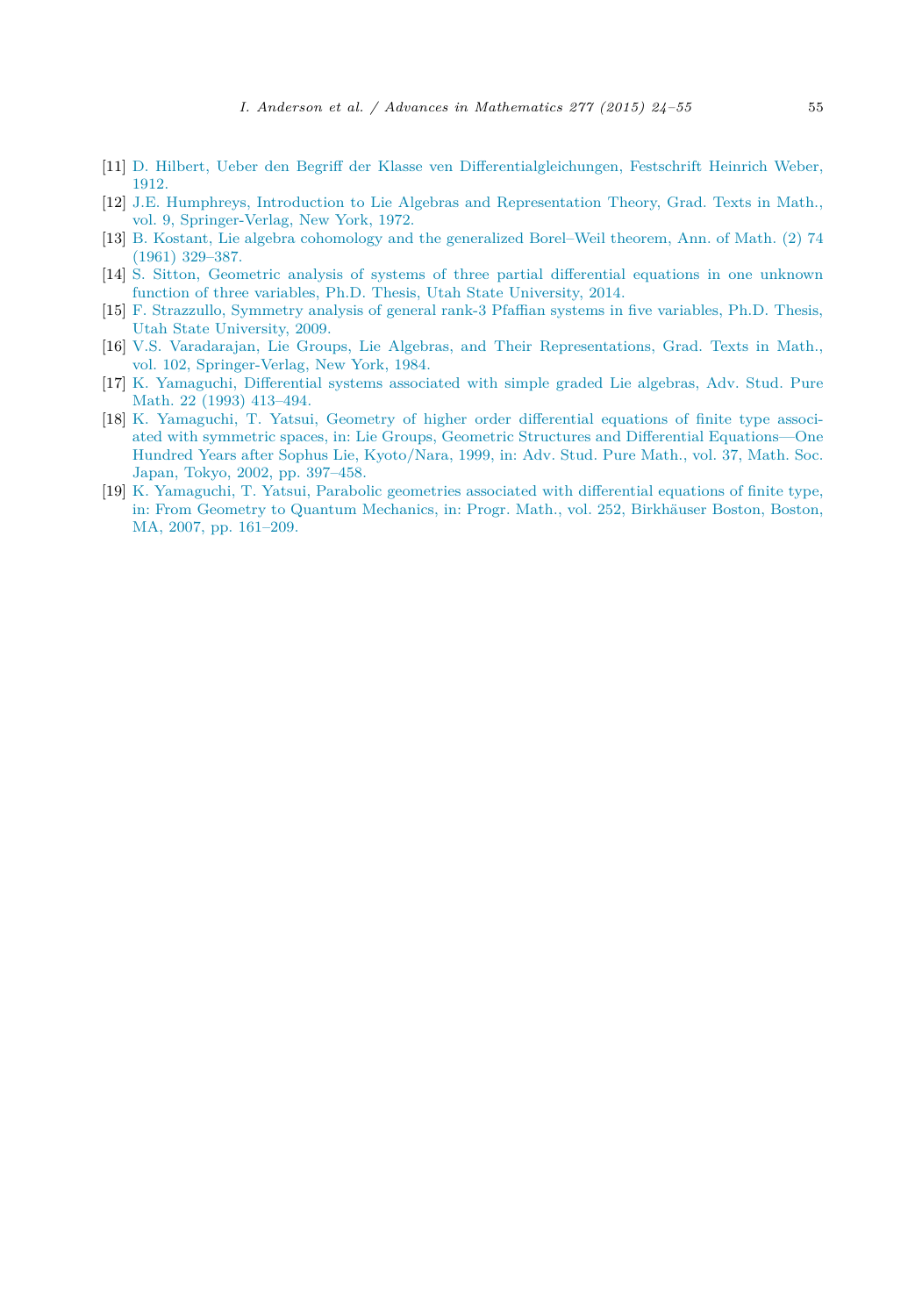[11] D. Hilbert, Ueber den Begriff der Klasse ven Differentialgleichungen, Festschrift Heinrich Weber, 1912.

[12] J.E. Humphreys, Introduction to Lie Algebras and Representation Theory, Grad. Texts in Math., vol. 9, Springer-Verlag, New York, 1972.

[13] B. Kostant, Lie algebra cohomology and the generalized Borel–Weil theorem, Ann. of Math. (2) 74 (1961) 329–387.

[14] S. Sitton, Geometric analysis of systems of three partial differential equations in one unknown function of three variables, Ph.D. Thesis, Utah State University, 2014.

[15] F. Strazzullo, Symmetry analysis of general rank-3 Pfaffian systems in five variables, Ph.D. Thesis, Utah State University, 2009.

[16] V.S. Varadarajan, Lie Groups, Lie Algebras, and Their Representations, Grad. Texts in Math., vol. 102, Springer-Verlag, New York, 1984.

[17] K. Yamaguchi, Differential systems associated with simple graded Lie algebras, Adv. Stud. Pure Math. 22 (1993) 413–494.

[18] K. Yamaguchi, T. Yatsui, Geometry of higher order differential equations of finite type associated with symmetric spaces, in: Lie Groups, Geometric Structures and Differential Equations—One Hundred Years after Sophus Lie, Kyoto/Nara, 1999, in: Adv. Stud. Pure Math., vol. 37, Math. Soc. Japan, Tokyo, 2002, pp. 397–458.

[19] K. Yamaguchi, T. Yatsui, Parabolic geometries associated with differential equations of finite type, in: From Geometry to Quantum Mechanics, in: Progr. Math., vol. 252, Birkhäuser Boston, Boston, MA, 2007, pp. 161–209.